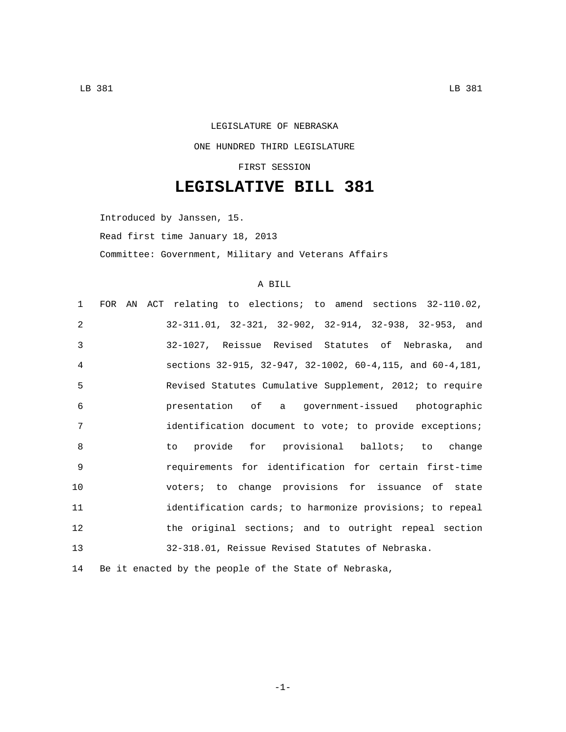LEGISLATURE OF NEBRASKA

ONE HUNDRED THIRD LEGISLATURE

FIRST SESSION

# LEGISLATIVE BILL 381

Introduced by Janssen, 15.

Read first time January 18, 2013

Committee: Government, Military and Veterans Affairs

A BILL

FOR AN ACT relating to elections; to amend sections 32-110.02, 32-311.01, 32-321, 32-902, 32-914, 32-938, 32-953, and 32-1027, Reissue Revised Statutes of Nebraska, and sections 32-915, 32-947, 32-1002, 60-4,115, and 60-4,181, Revised Statutes Cumulative Supplement, 2012; to require presentation of a government-issued photographic identification document to vote; to provide exceptions; to provide for provisional ballots; to change requirements for identification for certain first-time voters; to change provisions for issuance of state identification cards; to harmonize provisions; to repeal the original sections; and to outright repeal section 32-318.01, Reissue Revised Statutes of Nebraska.

Be it enacted by the people of the State of Nebraska,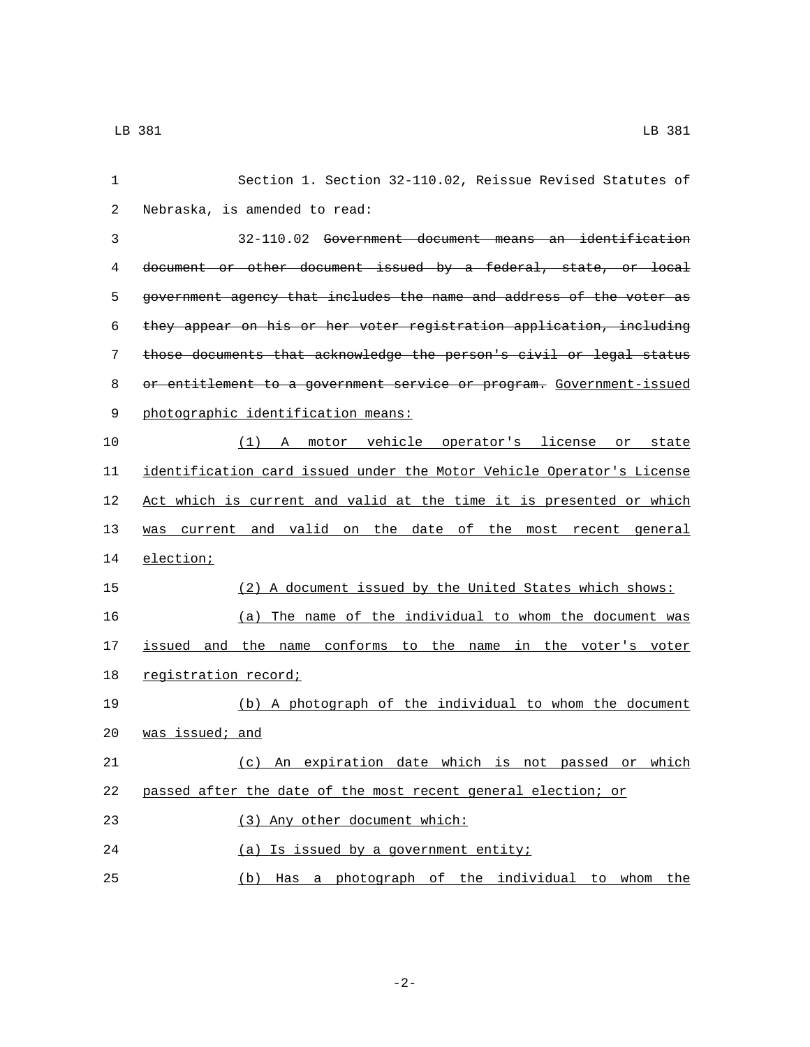Section 1. Section 32-110.02, Reissue Revised Statutes of Nebraska, is amended to read:

32-110.02 ~~Government document means an identification document or other document issued by a federal, state, or local government agency that includes the name and address of the voter as they appear on his or her voter registration application, including those documents that acknowledge the person's civil or legal status or entitlement to a government service or program.~~ <u>Government-issued photographic identification means:</u>

<u>(1) A motor vehicle operator's license or state identification card issued under the Motor Vehicle Operator's License Act which is current and valid at the time it is presented or which was current and valid on the date of the most recent general election;</u>

<u>(2) A document issued by the United States which shows:</u>

<u>(a) The name of the individual to whom the document was issued and the name conforms to the name in the voter's voter registration record;</u>

<u>(b) A photograph of the individual to whom the document was issued; and</u>

<u>(c) An expiration date which is not passed or which passed after the date of the most recent general election; or</u>

<u>(3) Any other document which:</u>

<u>(a) Is issued by a government entity;</u>

<u>(b) Has a photograph of the individual to whom the</u>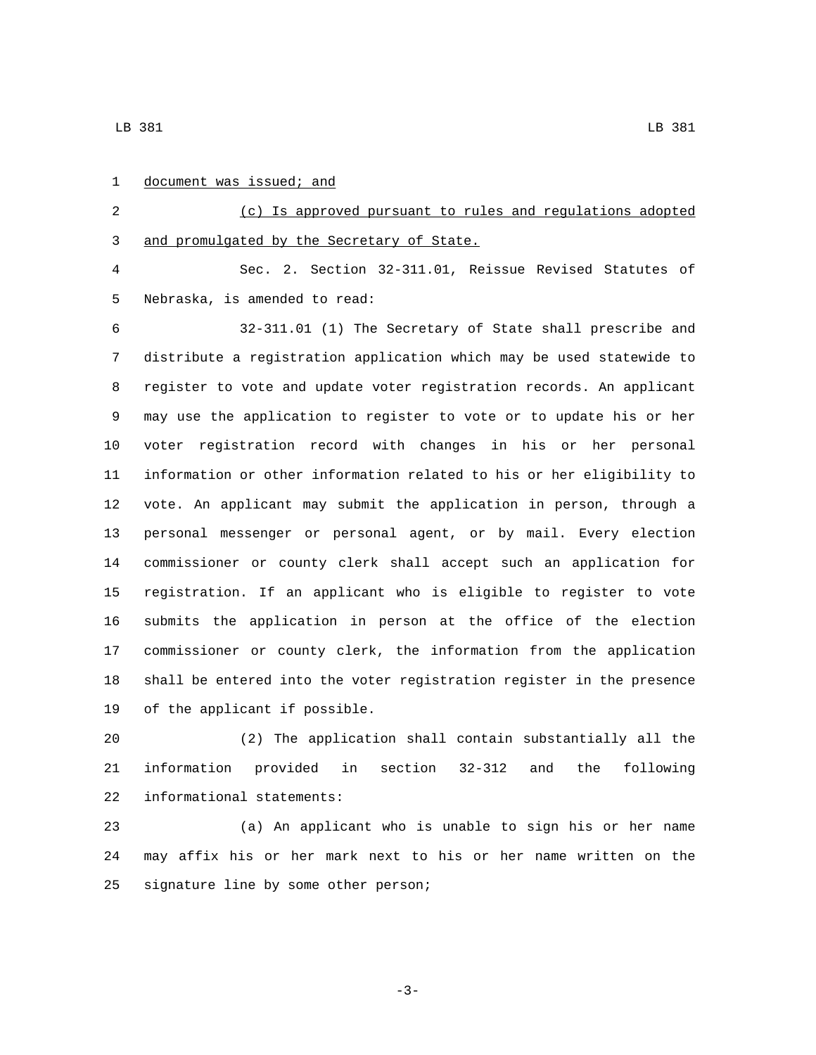document was issued; and

(c) Is approved pursuant to rules and regulations adopted and promulgated by the Secretary of State.

Sec. 2. Section 32-311.01, Reissue Revised Statutes of Nebraska, is amended to read:

32-311.01 (1) The Secretary of State shall prescribe and distribute a registration application which may be used statewide to register to vote and update voter registration records. An applicant may use the application to register to vote or to update his or her voter registration record with changes in his or her personal information or other information related to his or her eligibility to vote. An applicant may submit the application in person, through a personal messenger or personal agent, or by mail. Every election commissioner or county clerk shall accept such an application for registration. If an applicant who is eligible to register to vote submits the application in person at the office of the election commissioner or county clerk, the information from the application shall be entered into the voter registration register in the presence of the applicant if possible.

(2) The application shall contain substantially all the information provided in section 32-312 and the following informational statements:

(a) An applicant who is unable to sign his or her name may affix his or her mark next to his or her name written on the signature line by some other person;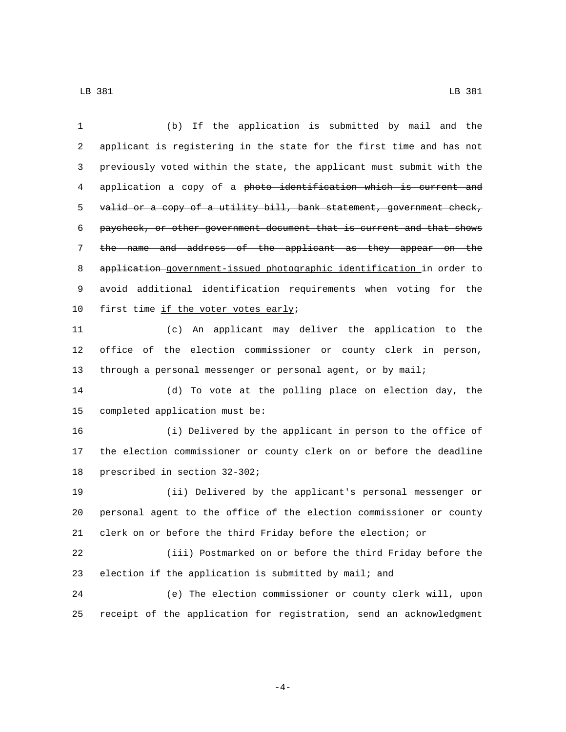(b) If the application is submitted by mail and the applicant is registering in the state for the first time and has not previously voted within the state, the applicant must submit with the application a copy of a ~~photo identification which is current and valid or a copy of a utility bill, bank statement, government check, paycheck, or other government document that is current and that shows the name and address of the applicant as they appear on the application~~ <u>government-issued photographic identification</u> in order to avoid additional identification requirements when voting for the first time <u>if the voter votes early</u>;

(c) An applicant may deliver the application to the office of the election commissioner or county clerk in person, through a personal messenger or personal agent, or by mail;

(d) To vote at the polling place on election day, the completed application must be:

(i) Delivered by the applicant in person to the office of the election commissioner or county clerk on or before the deadline prescribed in section 32-302;

(ii) Delivered by the applicant's personal messenger or personal agent to the office of the election commissioner or county clerk on or before the third Friday before the election; or

(iii) Postmarked on or before the third Friday before the election if the application is submitted by mail; and

(e) The election commissioner or county clerk will, upon receipt of the application for registration, send an acknowledgment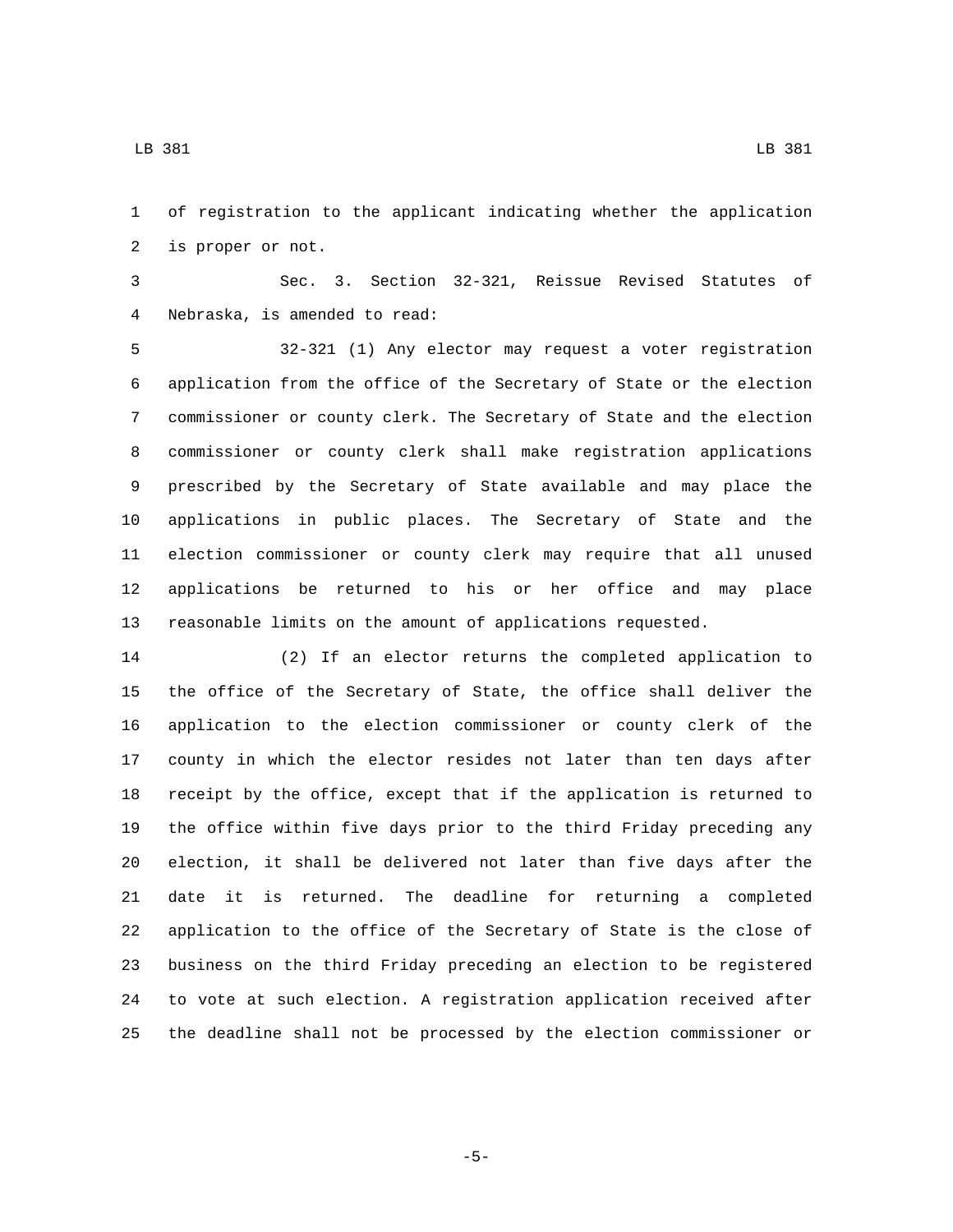of registration to the applicant indicating whether the application is proper or not.

Sec. 3. Section 32-321, Reissue Revised Statutes of Nebraska, is amended to read:

32-321 (1) Any elector may request a voter registration application from the office of the Secretary of State or the election commissioner or county clerk. The Secretary of State and the election commissioner or county clerk shall make registration applications prescribed by the Secretary of State available and may place the applications in public places. The Secretary of State and the election commissioner or county clerk may require that all unused applications be returned to his or her office and may place reasonable limits on the amount of applications requested.

(2) If an elector returns the completed application to the office of the Secretary of State, the office shall deliver the application to the election commissioner or county clerk of the county in which the elector resides not later than ten days after receipt by the office, except that if the application is returned to the office within five days prior to the third Friday preceding any election, it shall be delivered not later than five days after the date it is returned. The deadline for returning a completed application to the office of the Secretary of State is the close of business on the third Friday preceding an election to be registered to vote at such election. A registration application received after the deadline shall not be processed by the election commissioner or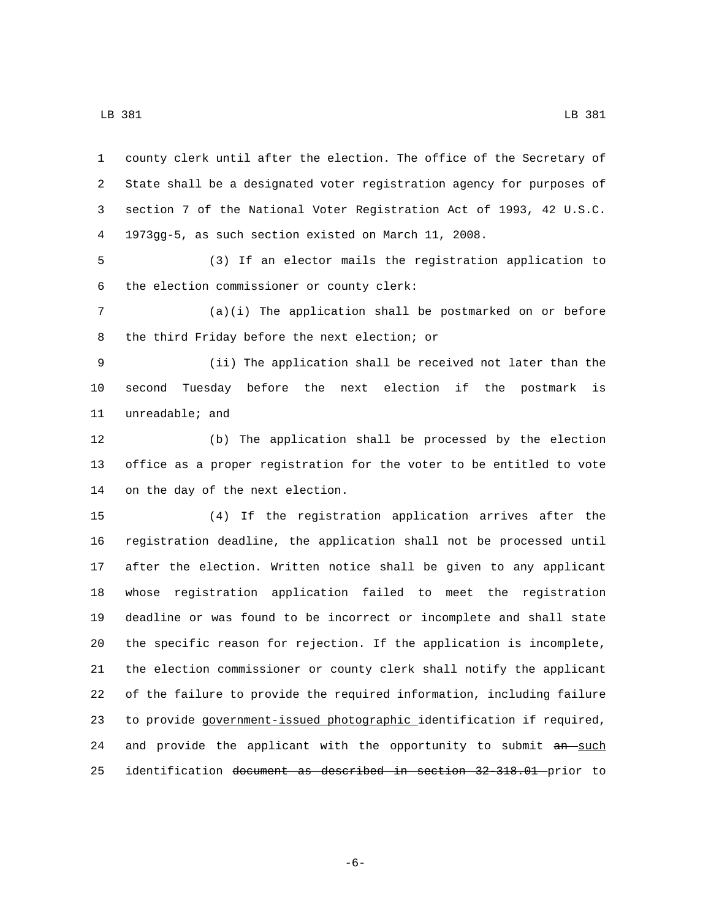county clerk until after the election. The office of the Secretary of State shall be a designated voter registration agency for purposes of section 7 of the National Voter Registration Act of 1993, 42 U.S.C. 1973gg-5, as such section existed on March 11, 2008.

(3) If an elector mails the registration application to the election commissioner or county clerk:

(a)(i) The application shall be postmarked on or before the third Friday before the next election; or

(ii) The application shall be received not later than the second Tuesday before the next election if the postmark is unreadable; and

(b) The application shall be processed by the election office as a proper registration for the voter to be entitled to vote on the day of the next election.

(4) If the registration application arrives after the registration deadline, the application shall not be processed until after the election. Written notice shall be given to any applicant whose registration application failed to meet the registration deadline or was found to be incorrect or incomplete and shall state the specific reason for rejection. If the application is incomplete, the election commissioner or county clerk shall notify the applicant of the failure to provide the required information, including failure to provide <u>government-issued photographic</u> identification if required, and provide the applicant with the opportunity to submit ~~an~~ <u>such</u> identification ~~document as described in section 32-318.01~~ prior to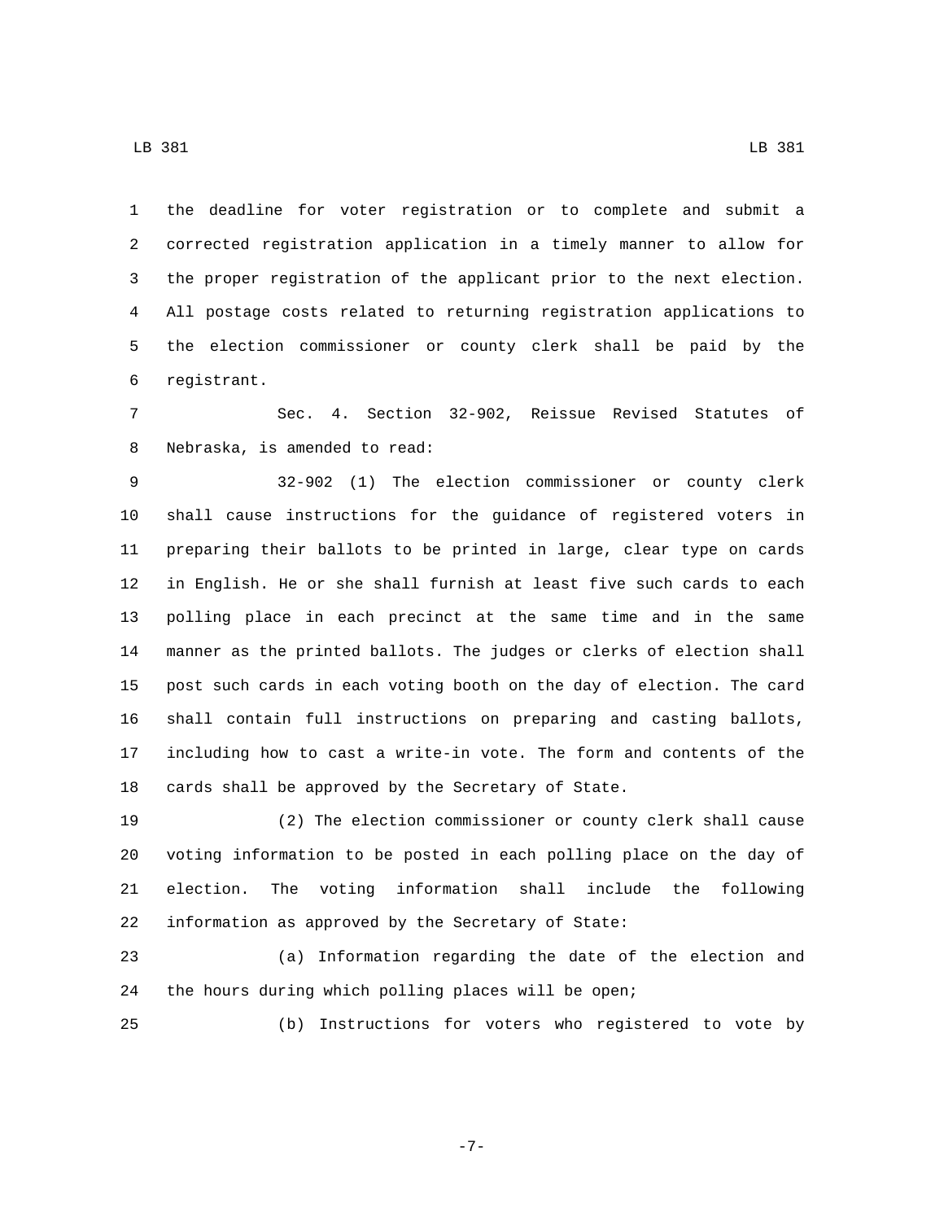the deadline for voter registration or to complete and submit a corrected registration application in a timely manner to allow for the proper registration of the applicant prior to the next election. All postage costs related to returning registration applications to the election commissioner or county clerk shall be paid by the registrant.

Sec. 4. Section 32-902, Reissue Revised Statutes of Nebraska, is amended to read:

32-902 (1) The election commissioner or county clerk shall cause instructions for the guidance of registered voters in preparing their ballots to be printed in large, clear type on cards in English. He or she shall furnish at least five such cards to each polling place in each precinct at the same time and in the same manner as the printed ballots. The judges or clerks of election shall post such cards in each voting booth on the day of election. The card shall contain full instructions on preparing and casting ballots, including how to cast a write-in vote. The form and contents of the cards shall be approved by the Secretary of State.

(2) The election commissioner or county clerk shall cause voting information to be posted in each polling place on the day of election. The voting information shall include the following information as approved by the Secretary of State:

(a) Information regarding the date of the election and the hours during which polling places will be open;

(b) Instructions for voters who registered to vote by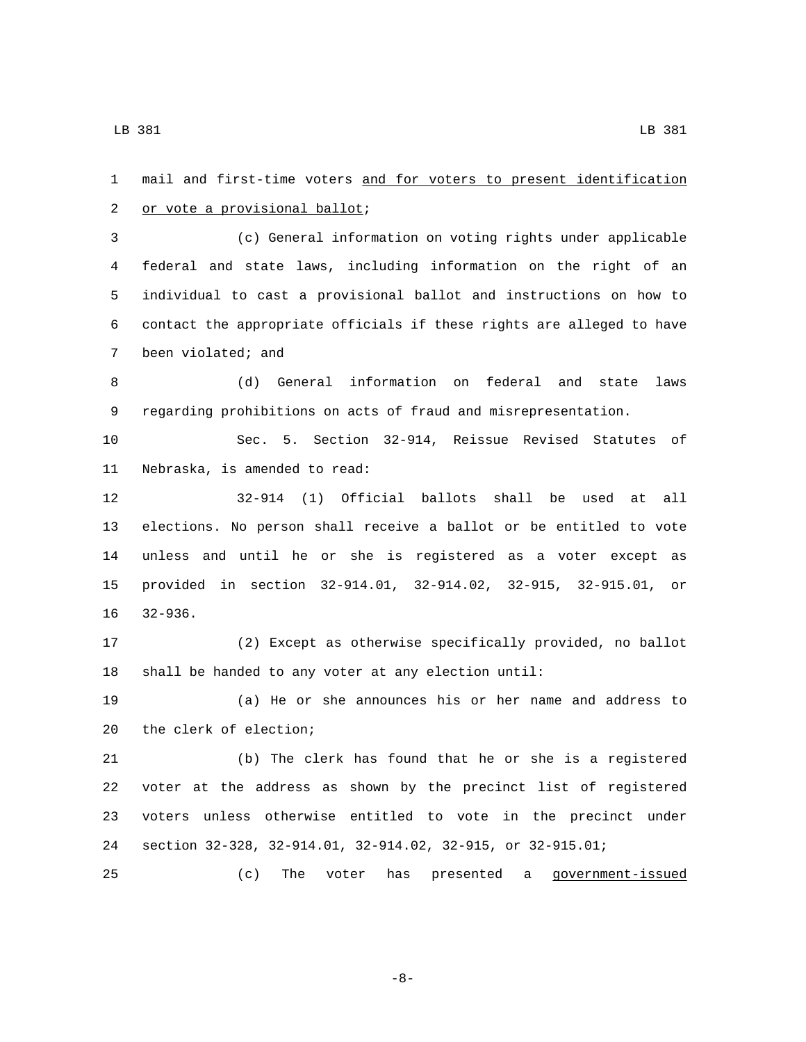mail and first-time voters <u>and for voters to present identification or vote a provisional ballot</u>;

(c) General information on voting rights under applicable federal and state laws, including information on the right of an individual to cast a provisional ballot and instructions on how to contact the appropriate officials if these rights are alleged to have been violated; and

(d) General information on federal and state laws regarding prohibitions on acts of fraud and misrepresentation.

Sec. 5. Section 32-914, Reissue Revised Statutes of Nebraska, is amended to read:

32-914 (1) Official ballots shall be used at all elections. No person shall receive a ballot or be entitled to vote unless and until he or she is registered as a voter except as provided in section 32-914.01, 32-914.02, 32-915, 32-915.01, or 32-936.

(2) Except as otherwise specifically provided, no ballot shall be handed to any voter at any election until:

(a) He or she announces his or her name and address to the clerk of election;

(b) The clerk has found that he or she is a registered voter at the address as shown by the precinct list of registered voters unless otherwise entitled to vote in the precinct under section 32-328, 32-914.01, 32-914.02, 32-915, or 32-915.01;

(c) The voter has presented a <u>government-issued</u>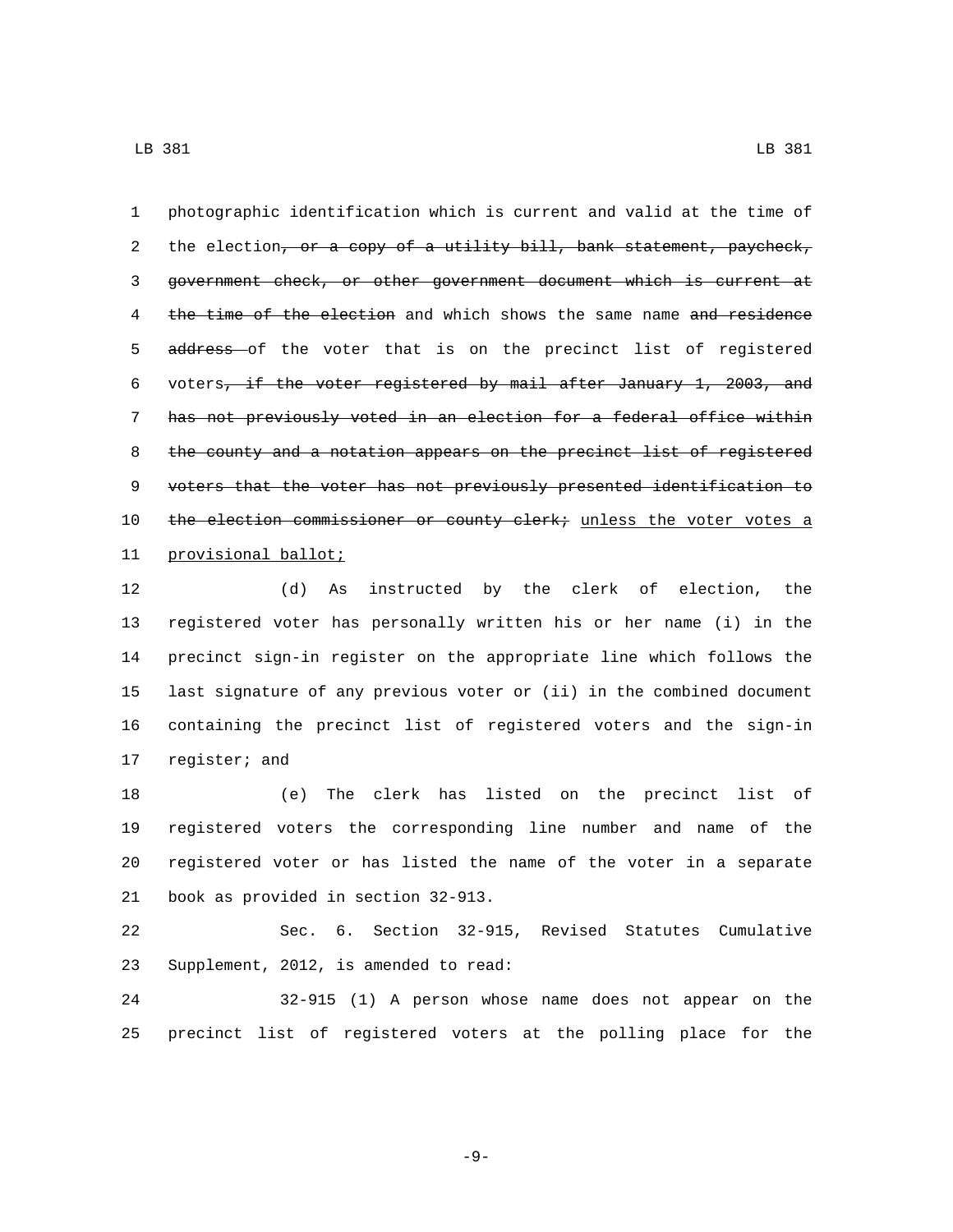photographic identification which is current and valid at the time of the election~~, or a copy of a utility bill, bank statement, paycheck, government check, or other government document which is current at the time of the election~~ and which shows the same name ~~and residence address~~ of the voter that is on the precinct list of registered voters~~, if the voter registered by mail after January 1, 2003, and has not previously voted in an election for a federal office within the county and a notation appears on the precinct list of registered voters that the voter has not previously presented identification to the election commissioner or county clerk;~~ unless the voter votes a provisional ballot;

(d) As instructed by the clerk of election, the registered voter has personally written his or her name (i) in the precinct sign-in register on the appropriate line which follows the last signature of any previous voter or (ii) in the combined document containing the precinct list of registered voters and the sign-in register; and

(e) The clerk has listed on the precinct list of registered voters the corresponding line number and name of the registered voter or has listed the name of the voter in a separate book as provided in section 32-913.

Sec. 6. Section 32-915, Revised Statutes Cumulative Supplement, 2012, is amended to read:

32-915 (1) A person whose name does not appear on the precinct list of registered voters at the polling place for the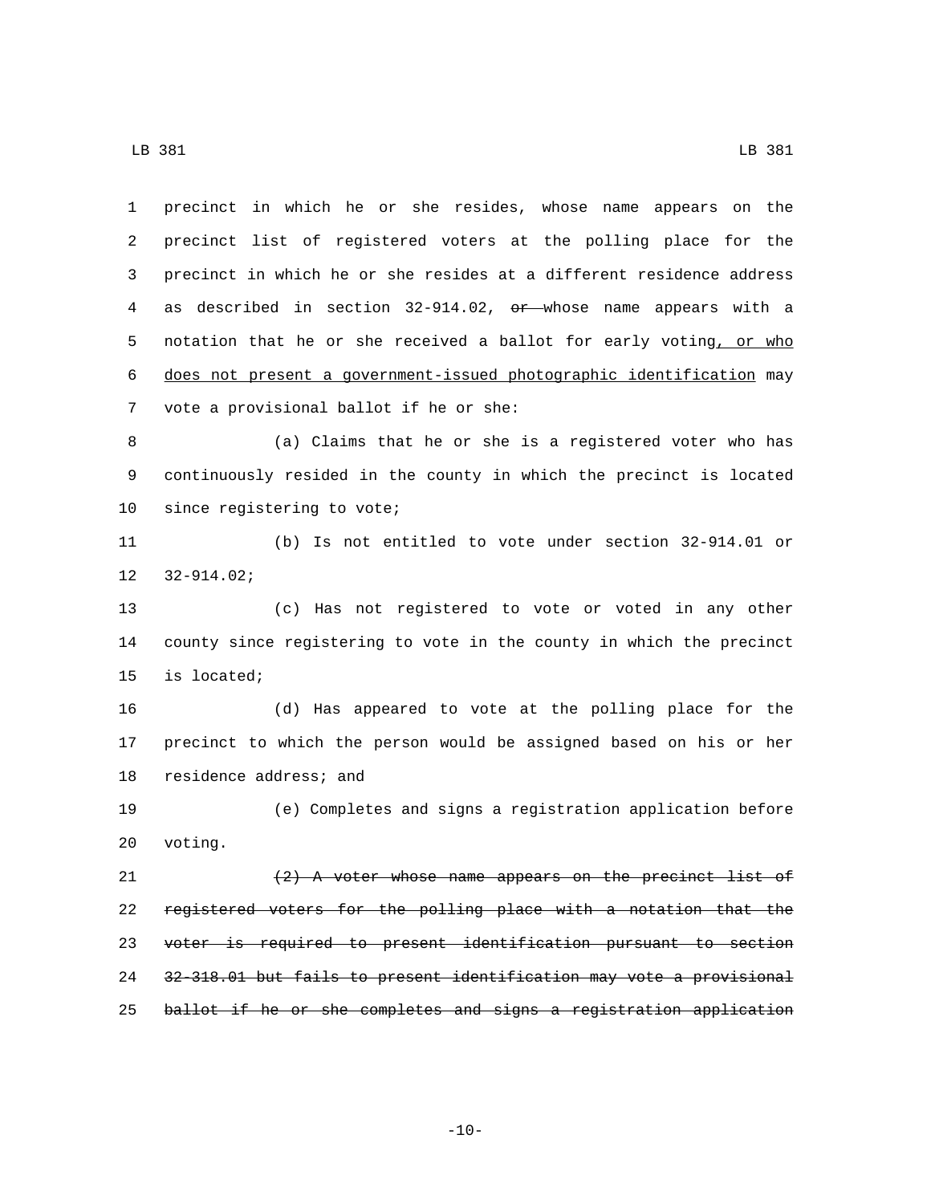precinct in which he or she resides, whose name appears on the precinct list of registered voters at the polling place for the precinct in which he or she resides at a different residence address as described in section 32-914.02, ~~or~~ whose name appears with a notation that he or she received a ballot for early voting, or who does not present a government-issued photographic identification may vote a provisional ballot if he or she:

(a) Claims that he or she is a registered voter who has continuously resided in the county in which the precinct is located since registering to vote;

(b) Is not entitled to vote under section 32-914.01 or 32-914.02;

(c) Has not registered to vote or voted in any other county since registering to vote in the county in which the precinct is located;

(d) Has appeared to vote at the polling place for the precinct to which the person would be assigned based on his or her residence address; and

(e) Completes and signs a registration application before voting.

~~(2) A voter whose name appears on the precinct list of registered voters for the polling place with a notation that the voter is required to present identification pursuant to section 32-318.01 but fails to present identification may vote a provisional ballot if he or she completes and signs a registration application~~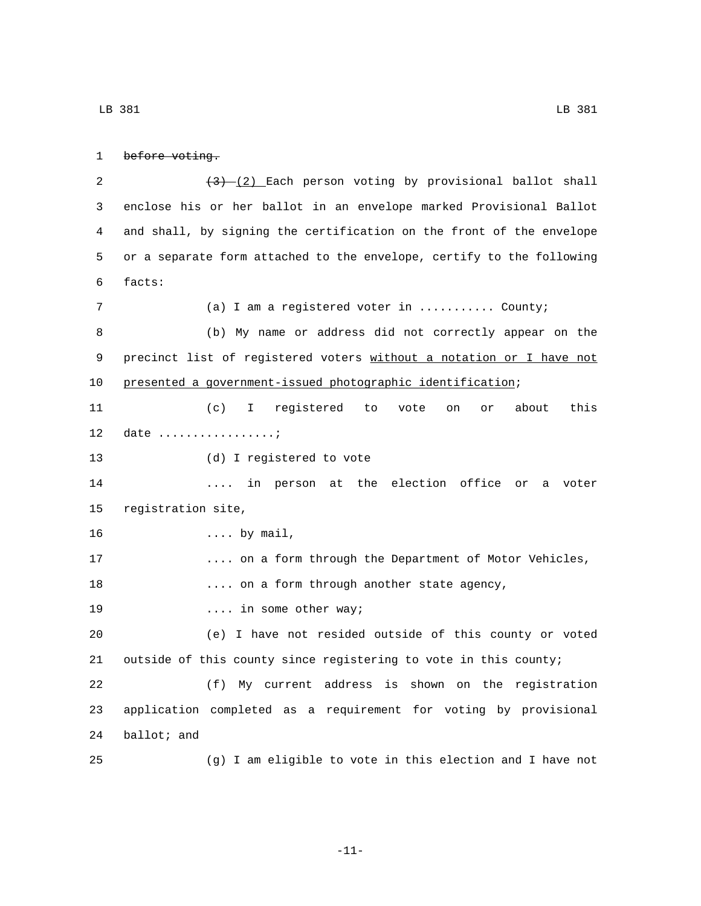~~before voting.~~

~~(3)~~ <u>(2)</u> Each person voting by provisional ballot shall enclose his or her ballot in an envelope marked Provisional Ballot and shall, by signing the certification on the front of the envelope or a separate form attached to the envelope, certify to the following facts:

(a) I am a registered voter in ........... County;

(b) My name or address did not correctly appear on the precinct list of registered voters <u>without a notation or I have not presented a government-issued photographic identification</u>;

(c) I registered to vote on or about this date .................;

(d) I registered to vote

.... in person at the election office or a voter registration site,

.... by mail,

.... on a form through the Department of Motor Vehicles,

.... on a form through another state agency,

.... in some other way;

(e) I have not resided outside of this county or voted outside of this county since registering to vote in this county;

(f) My current address is shown on the registration application completed as a requirement for voting by provisional ballot; and

(g) I am eligible to vote in this election and I have not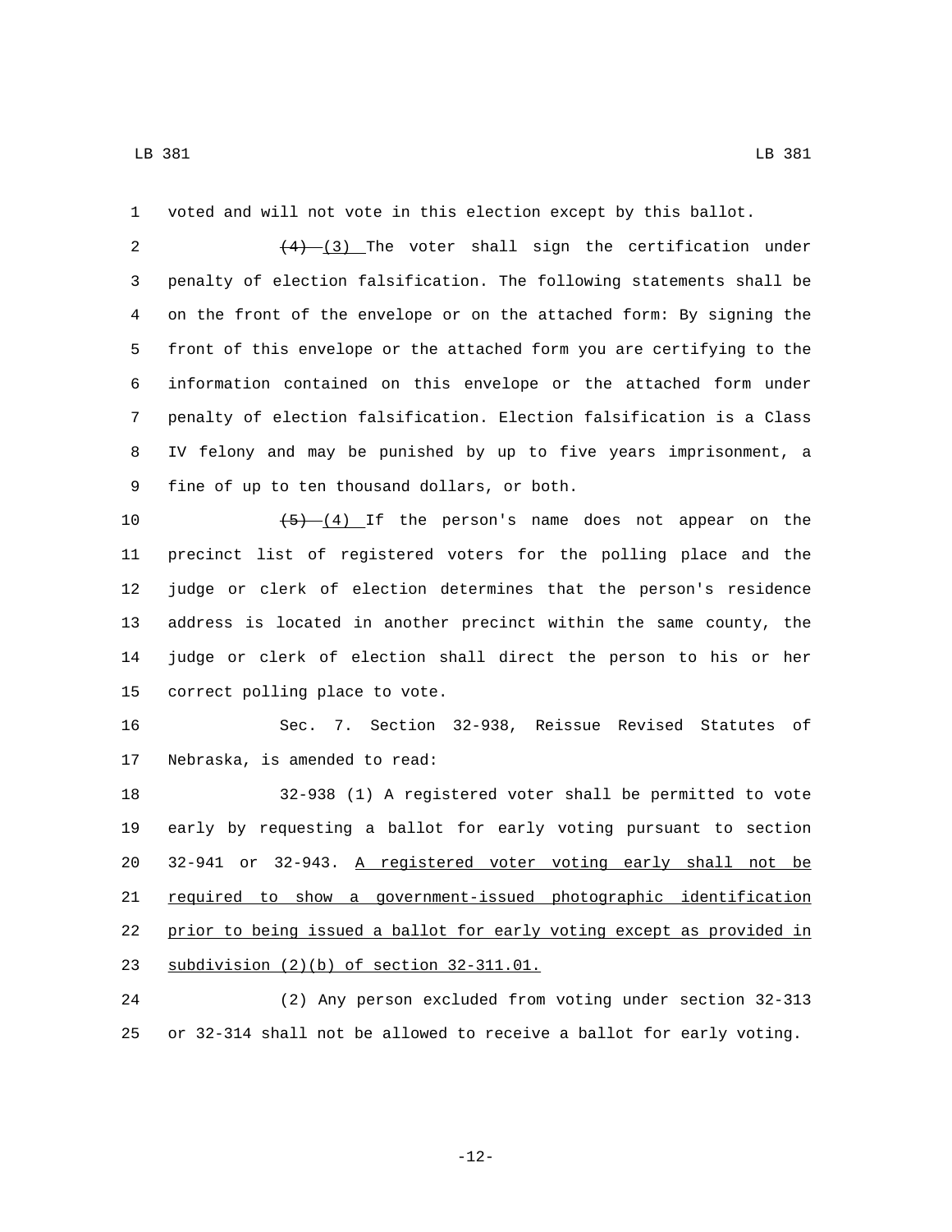voted and will not vote in this election except by this ballot.

~~(4)~~ (3) The voter shall sign the certification under penalty of election falsification. The following statements shall be on the front of the envelope or on the attached form: By signing the front of this envelope or the attached form you are certifying to the information contained on this envelope or the attached form under penalty of election falsification. Election falsification is a Class IV felony and may be punished by up to five years imprisonment, a fine of up to ten thousand dollars, or both.

~~(5)~~ (4) If the person's name does not appear on the precinct list of registered voters for the polling place and the judge or clerk of election determines that the person's residence address is located in another precinct within the same county, the judge or clerk of election shall direct the person to his or her correct polling place to vote.

Sec. 7. Section 32-938, Reissue Revised Statutes of Nebraska, is amended to read:

32-938 (1) A registered voter shall be permitted to vote early by requesting a ballot for early voting pursuant to section 32-941 or 32-943. <u>A registered voter voting early shall not be required to show a government-issued photographic identification prior to being issued a ballot for early voting except as provided in subdivision (2)(b) of section 32-311.01.</u>

(2) Any person excluded from voting under section 32-313 or 32-314 shall not be allowed to receive a ballot for early voting.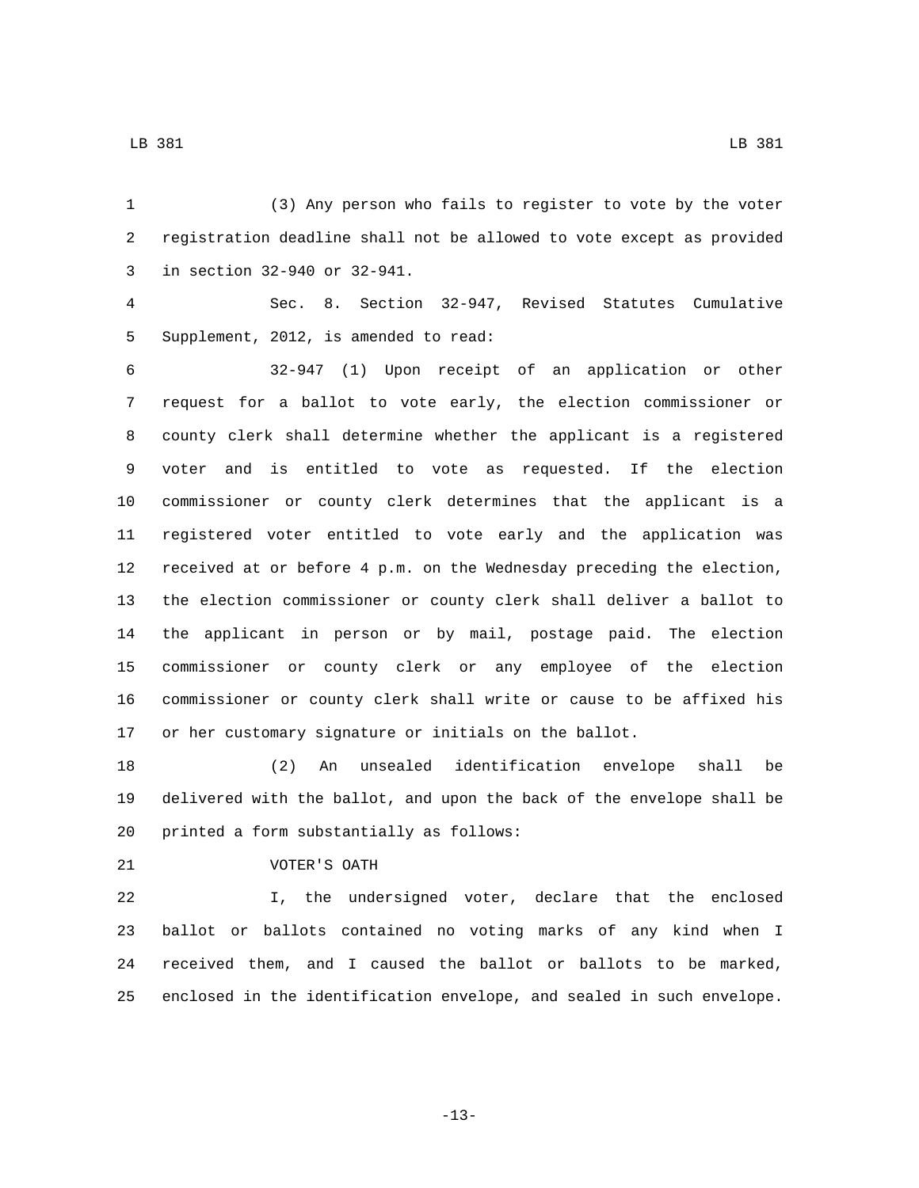(3) Any person who fails to register to vote by the voter registration deadline shall not be allowed to vote except as provided in section 32-940 or 32-941.

Sec. 8. Section 32-947, Revised Statutes Cumulative Supplement, 2012, is amended to read:

32-947 (1) Upon receipt of an application or other request for a ballot to vote early, the election commissioner or county clerk shall determine whether the applicant is a registered voter and is entitled to vote as requested. If the election commissioner or county clerk determines that the applicant is a registered voter entitled to vote early and the application was received at or before 4 p.m. on the Wednesday preceding the election, the election commissioner or county clerk shall deliver a ballot to the applicant in person or by mail, postage paid. The election commissioner or county clerk or any employee of the election commissioner or county clerk shall write or cause to be affixed his or her customary signature or initials on the ballot.

(2) An unsealed identification envelope shall be delivered with the ballot, and upon the back of the envelope shall be printed a form substantially as follows:

VOTER'S OATH

I, the undersigned voter, declare that the enclosed ballot or ballots contained no voting marks of any kind when I received them, and I caused the ballot or ballots to be marked, enclosed in the identification envelope, and sealed in such envelope.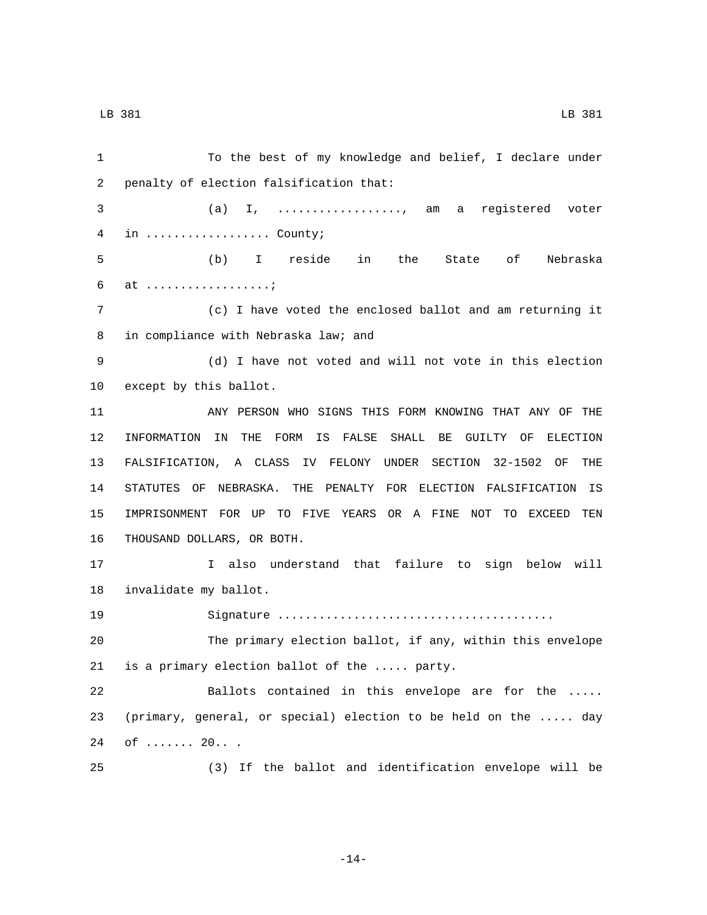To the best of my knowledge and belief, I declare under penalty of election falsification that:

(a) I, .................., am a registered voter in .................. County;

(b) I reside in the State of Nebraska at ..................;

(c) I have voted the enclosed ballot and am returning it in compliance with Nebraska law; and

(d) I have not voted and will not vote in this election except by this ballot.

ANY PERSON WHO SIGNS THIS FORM KNOWING THAT ANY OF THE INFORMATION IN THE FORM IS FALSE SHALL BE GUILTY OF ELECTION FALSIFICATION, A CLASS IV FELONY UNDER SECTION 32-1502 OF THE STATUTES OF NEBRASKA. THE PENALTY FOR ELECTION FALSIFICATION IS IMPRISONMENT FOR UP TO FIVE YEARS OR A FINE NOT TO EXCEED TEN THOUSAND DOLLARS, OR BOTH.

I also understand that failure to sign below will invalidate my ballot.

Signature .......................................

The primary election ballot, if any, within this envelope is a primary election ballot of the ..... party.

Ballots contained in this envelope are for the ..... (primary, general, or special) election to be held on the ..... day of ....... 20.. .

(3) If the ballot and identification envelope will be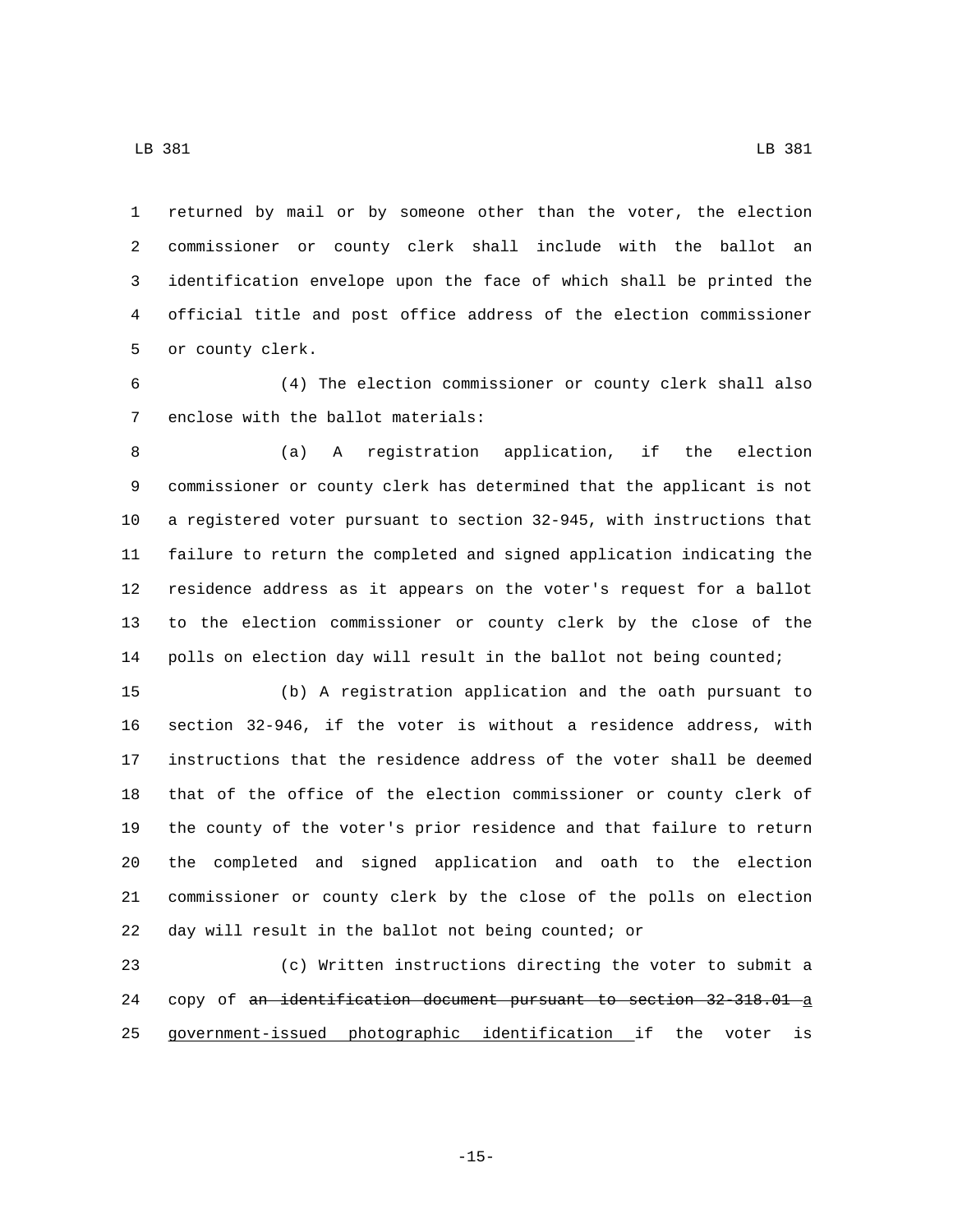returned by mail or by someone other than the voter, the election commissioner or county clerk shall include with the ballot an identification envelope upon the face of which shall be printed the official title and post office address of the election commissioner or county clerk.

(4) The election commissioner or county clerk shall also enclose with the ballot materials:

(a) A registration application, if the election commissioner or county clerk has determined that the applicant is not a registered voter pursuant to section 32-945, with instructions that failure to return the completed and signed application indicating the residence address as it appears on the voter's request for a ballot to the election commissioner or county clerk by the close of the polls on election day will result in the ballot not being counted;

(b) A registration application and the oath pursuant to section 32-946, if the voter is without a residence address, with instructions that the residence address of the voter shall be deemed that of the office of the election commissioner or county clerk of the county of the voter's prior residence and that failure to return the completed and signed application and oath to the election commissioner or county clerk by the close of the polls on election day will result in the ballot not being counted; or

(c) Written instructions directing the voter to submit a copy of ~~an identification document pursuant to section 32-318.01~~ a government-issued photographic identification if the voter is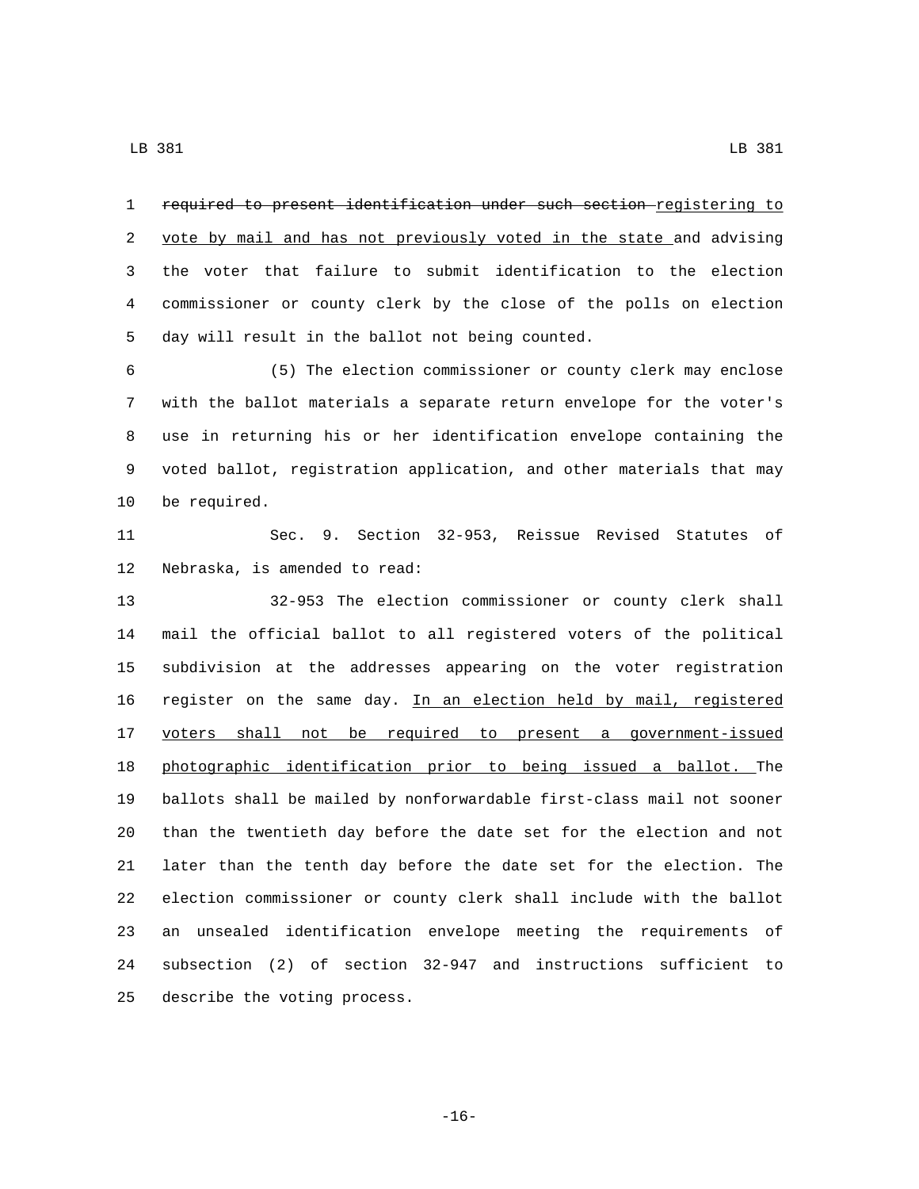~~required to present identification under such section~~ registering to vote by mail and has not previously voted in the state and advising the voter that failure to submit identification to the election commissioner or county clerk by the close of the polls on election day will result in the ballot not being counted.

(5) The election commissioner or county clerk may enclose with the ballot materials a separate return envelope for the voter's use in returning his or her identification envelope containing the voted ballot, registration application, and other materials that may be required.

Sec. 9. Section 32-953, Reissue Revised Statutes of Nebraska, is amended to read:

32-953 The election commissioner or county clerk shall mail the official ballot to all registered voters of the political subdivision at the addresses appearing on the voter registration register on the same day. In an election held by mail, registered voters shall not be required to present a government-issued photographic identification prior to being issued a ballot. The ballots shall be mailed by nonforwardable first-class mail not sooner than the twentieth day before the date set for the election and not later than the tenth day before the date set for the election. The election commissioner or county clerk shall include with the ballot an unsealed identification envelope meeting the requirements of subsection (2) of section 32-947 and instructions sufficient to describe the voting process.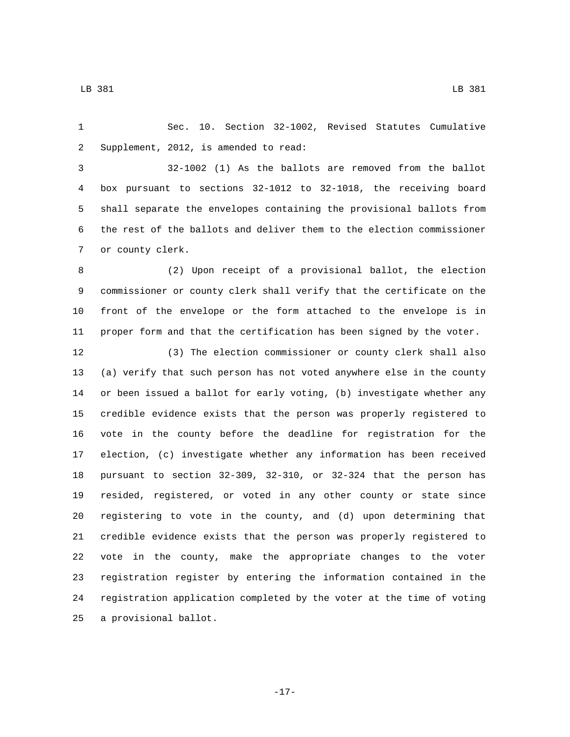Sec. 10. Section 32-1002, Revised Statutes Cumulative Supplement, 2012, is amended to read:

32-1002 (1) As the ballots are removed from the ballot box pursuant to sections 32-1012 to 32-1018, the receiving board shall separate the envelopes containing the provisional ballots from the rest of the ballots and deliver them to the election commissioner or county clerk.

(2) Upon receipt of a provisional ballot, the election commissioner or county clerk shall verify that the certificate on the front of the envelope or the form attached to the envelope is in proper form and that the certification has been signed by the voter.

(3) The election commissioner or county clerk shall also (a) verify that such person has not voted anywhere else in the county or been issued a ballot for early voting, (b) investigate whether any credible evidence exists that the person was properly registered to vote in the county before the deadline for registration for the election, (c) investigate whether any information has been received pursuant to section 32-309, 32-310, or 32-324 that the person has resided, registered, or voted in any other county or state since registering to vote in the county, and (d) upon determining that credible evidence exists that the person was properly registered to vote in the county, make the appropriate changes to the voter registration register by entering the information contained in the registration application completed by the voter at the time of voting a provisional ballot.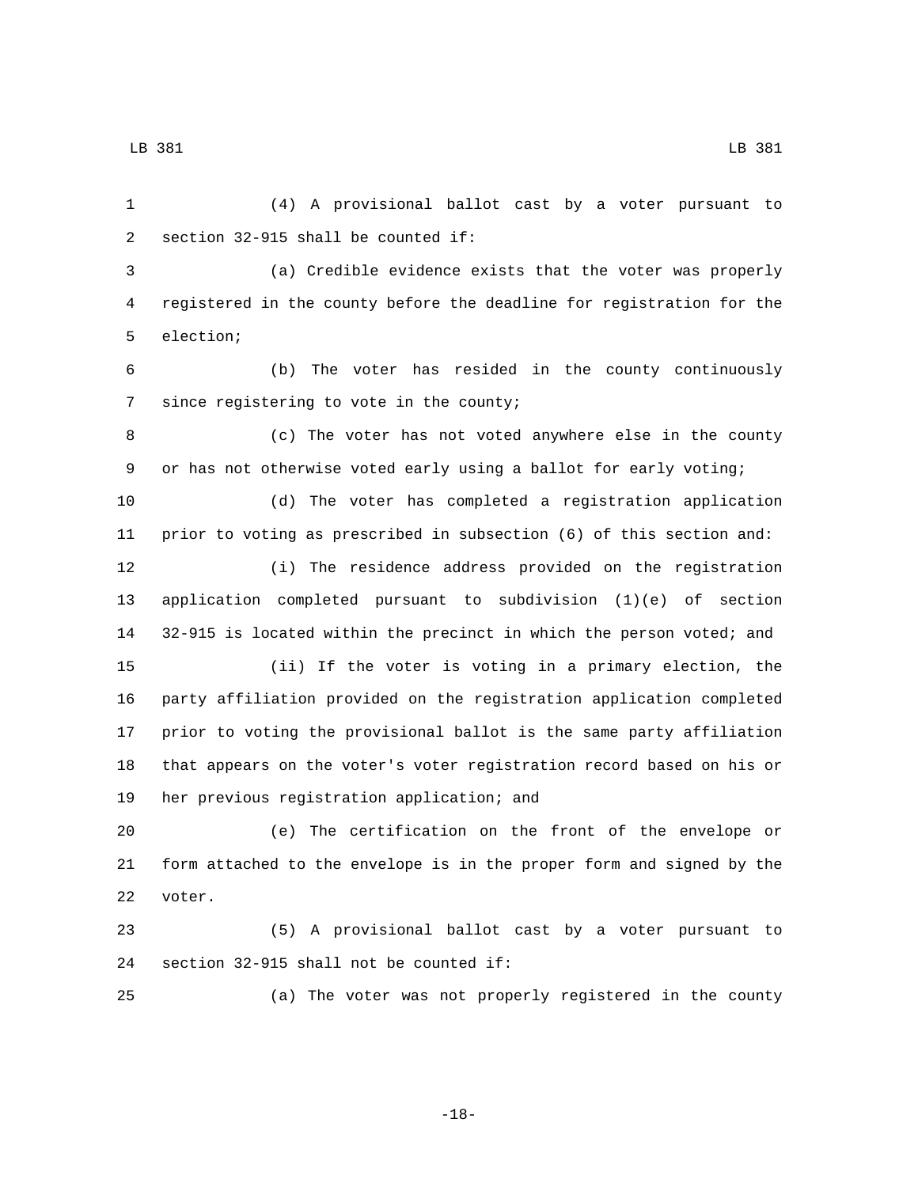(4) A provisional ballot cast by a voter pursuant to section 32-915 shall be counted if:

(a) Credible evidence exists that the voter was properly registered in the county before the deadline for registration for the election;

(b) The voter has resided in the county continuously since registering to vote in the county;

(c) The voter has not voted anywhere else in the county or has not otherwise voted early using a ballot for early voting;

(d) The voter has completed a registration application prior to voting as prescribed in subsection (6) of this section and:

(i) The residence address provided on the registration application completed pursuant to subdivision (1)(e) of section 32-915 is located within the precinct in which the person voted; and

(ii) If the voter is voting in a primary election, the party affiliation provided on the registration application completed prior to voting the provisional ballot is the same party affiliation that appears on the voter's voter registration record based on his or her previous registration application; and

(e) The certification on the front of the envelope or form attached to the envelope is in the proper form and signed by the voter.

(5) A provisional ballot cast by a voter pursuant to section 32-915 shall not be counted if:

(a) The voter was not properly registered in the county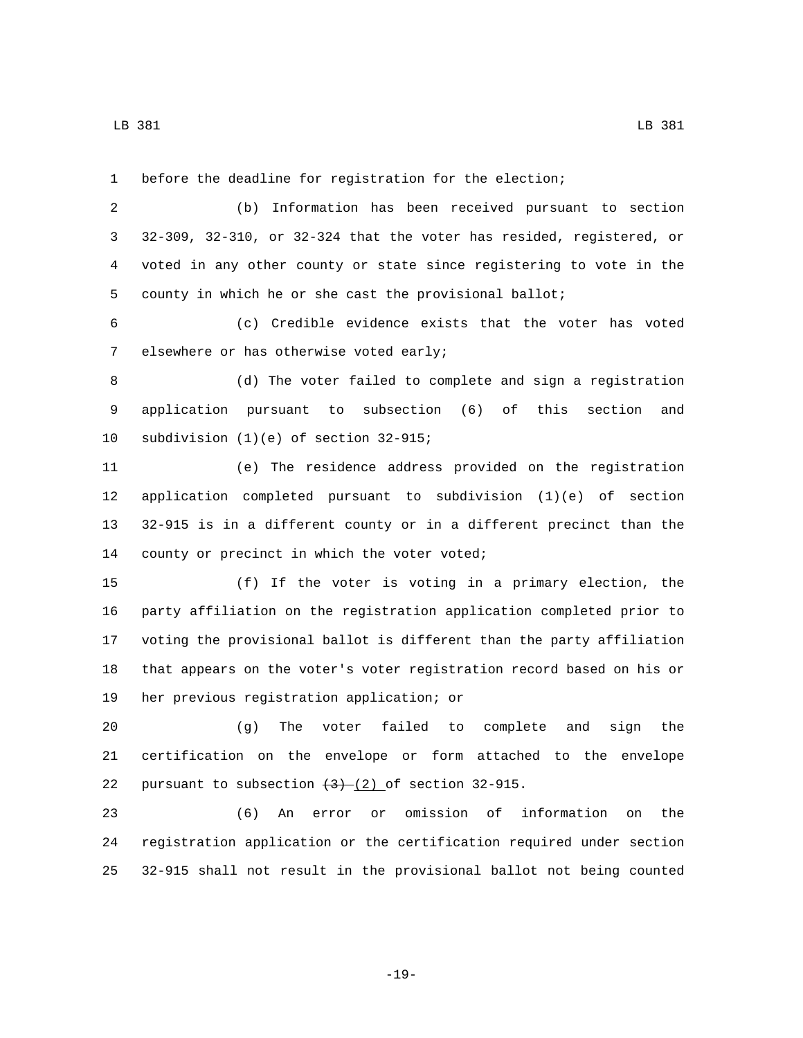before the deadline for registration for the election;

(b) Information has been received pursuant to section 32-309, 32-310, or 32-324 that the voter has resided, registered, or voted in any other county or state since registering to vote in the county in which he or she cast the provisional ballot;

(c) Credible evidence exists that the voter has voted elsewhere or has otherwise voted early;

(d) The voter failed to complete and sign a registration application pursuant to subsection (6) of this section and subdivision (1)(e) of section 32-915;

(e) The residence address provided on the registration application completed pursuant to subdivision (1)(e) of section 32-915 is in a different county or in a different precinct than the county or precinct in which the voter voted;

(f) If the voter is voting in a primary election, the party affiliation on the registration application completed prior to voting the provisional ballot is different than the party affiliation that appears on the voter's voter registration record based on his or her previous registration application; or

(g) The voter failed to complete and sign the certification on the envelope or form attached to the envelope pursuant to subsection ~~(3)~~ (2) of section 32-915.

(6) An error or omission of information on the registration application or the certification required under section 32-915 shall not result in the provisional ballot not being counted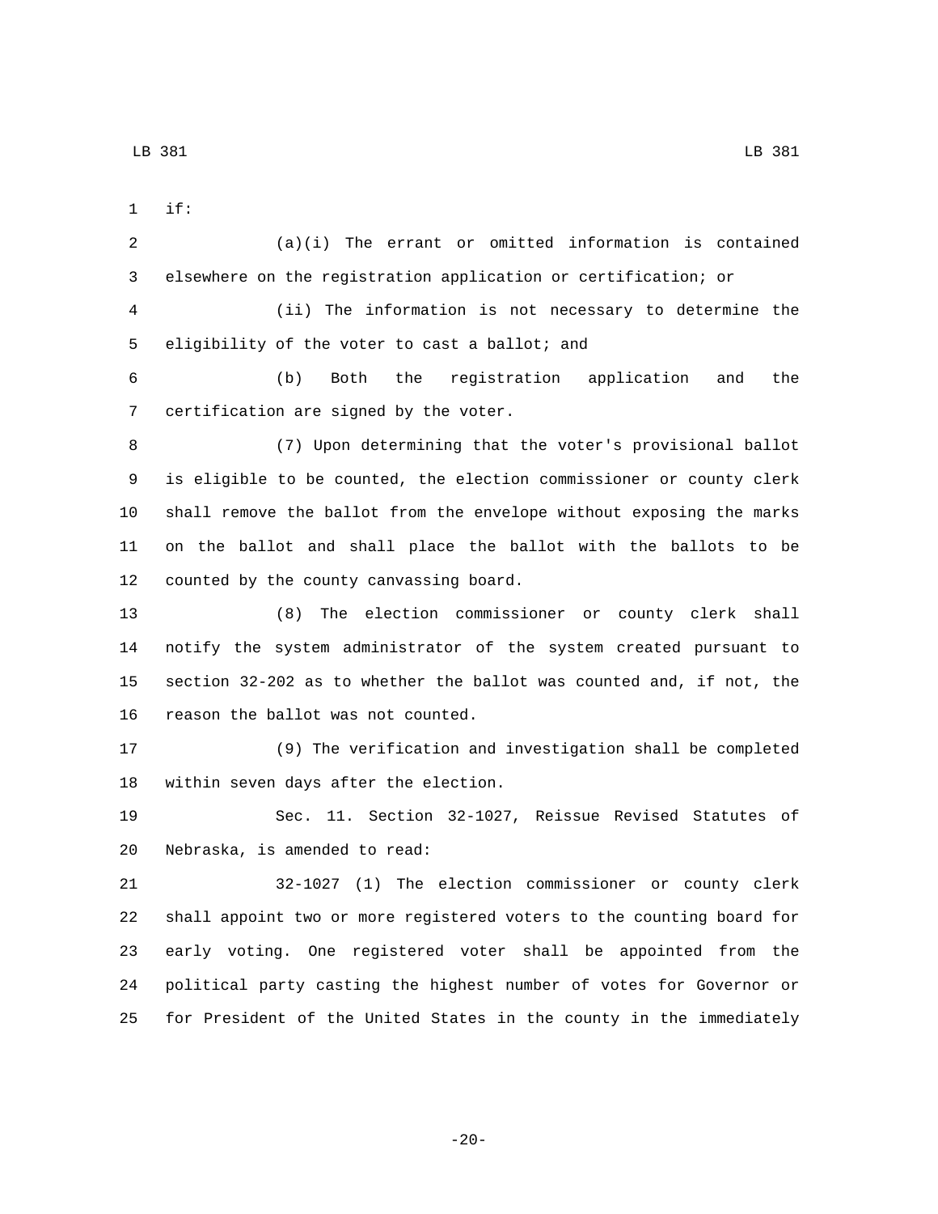if:

(a)(i) The errant or omitted information is contained elsewhere on the registration application or certification; or

(ii) The information is not necessary to determine the eligibility of the voter to cast a ballot; and

(b) Both the registration application and the certification are signed by the voter.

(7) Upon determining that the voter's provisional ballot is eligible to be counted, the election commissioner or county clerk shall remove the ballot from the envelope without exposing the marks on the ballot and shall place the ballot with the ballots to be counted by the county canvassing board.

(8) The election commissioner or county clerk shall notify the system administrator of the system created pursuant to section 32-202 as to whether the ballot was counted and, if not, the reason the ballot was not counted.

(9) The verification and investigation shall be completed within seven days after the election.

Sec. 11. Section 32-1027, Reissue Revised Statutes of Nebraska, is amended to read:

32-1027 (1) The election commissioner or county clerk shall appoint two or more registered voters to the counting board for early voting. One registered voter shall be appointed from the political party casting the highest number of votes for Governor or for President of the United States in the county in the immediately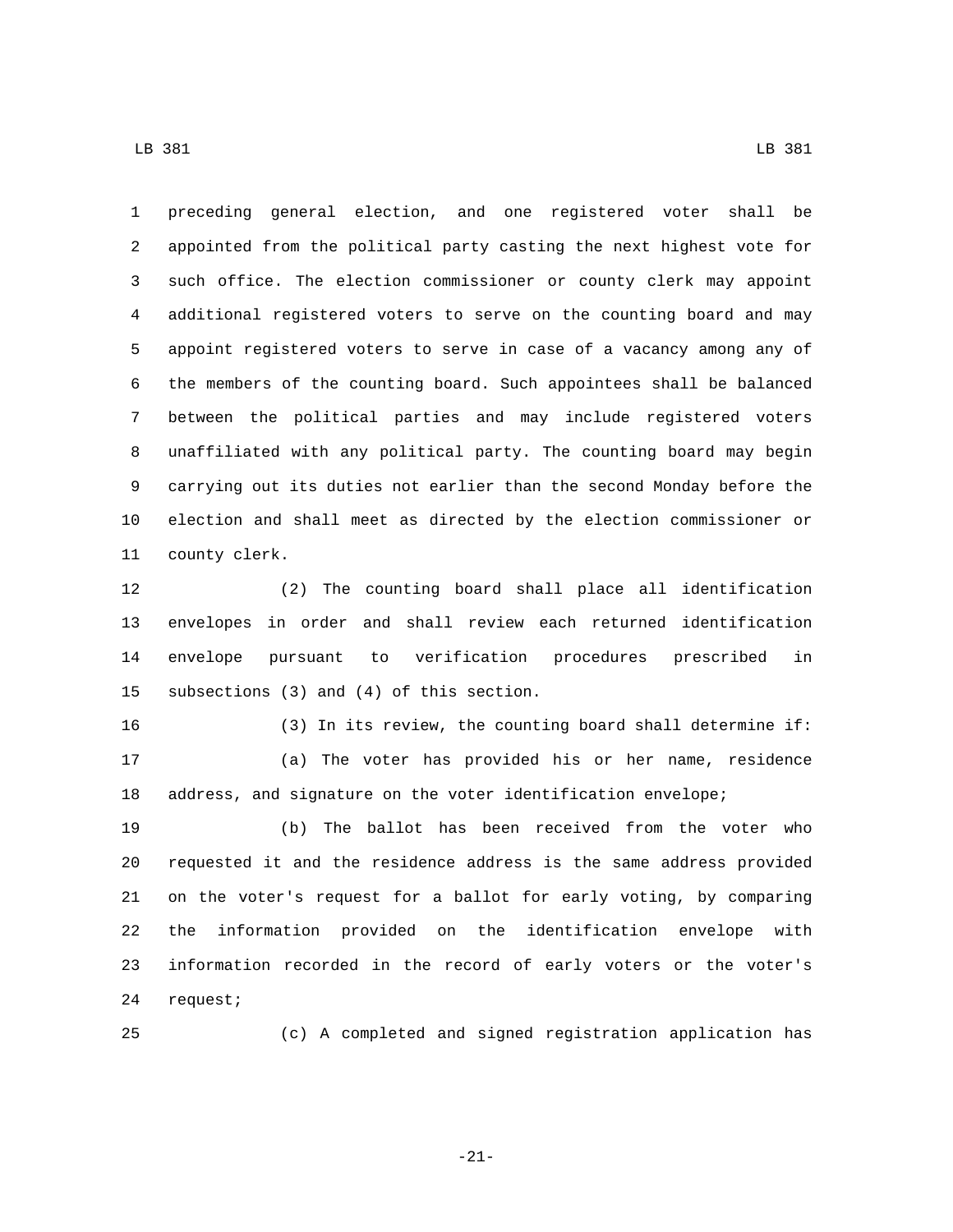preceding general election, and one registered voter shall be appointed from the political party casting the next highest vote for such office. The election commissioner or county clerk may appoint additional registered voters to serve on the counting board and may appoint registered voters to serve in case of a vacancy among any of the members of the counting board. Such appointees shall be balanced between the political parties and may include registered voters unaffiliated with any political party. The counting board may begin carrying out its duties not earlier than the second Monday before the election and shall meet as directed by the election commissioner or county clerk.

(2) The counting board shall place all identification envelopes in order and shall review each returned identification envelope pursuant to verification procedures prescribed in subsections (3) and (4) of this section.

(3) In its review, the counting board shall determine if:

(a) The voter has provided his or her name, residence address, and signature on the voter identification envelope;

(b) The ballot has been received from the voter who requested it and the residence address is the same address provided on the voter's request for a ballot for early voting, by comparing the information provided on the identification envelope with information recorded in the record of early voters or the voter's request;

(c) A completed and signed registration application has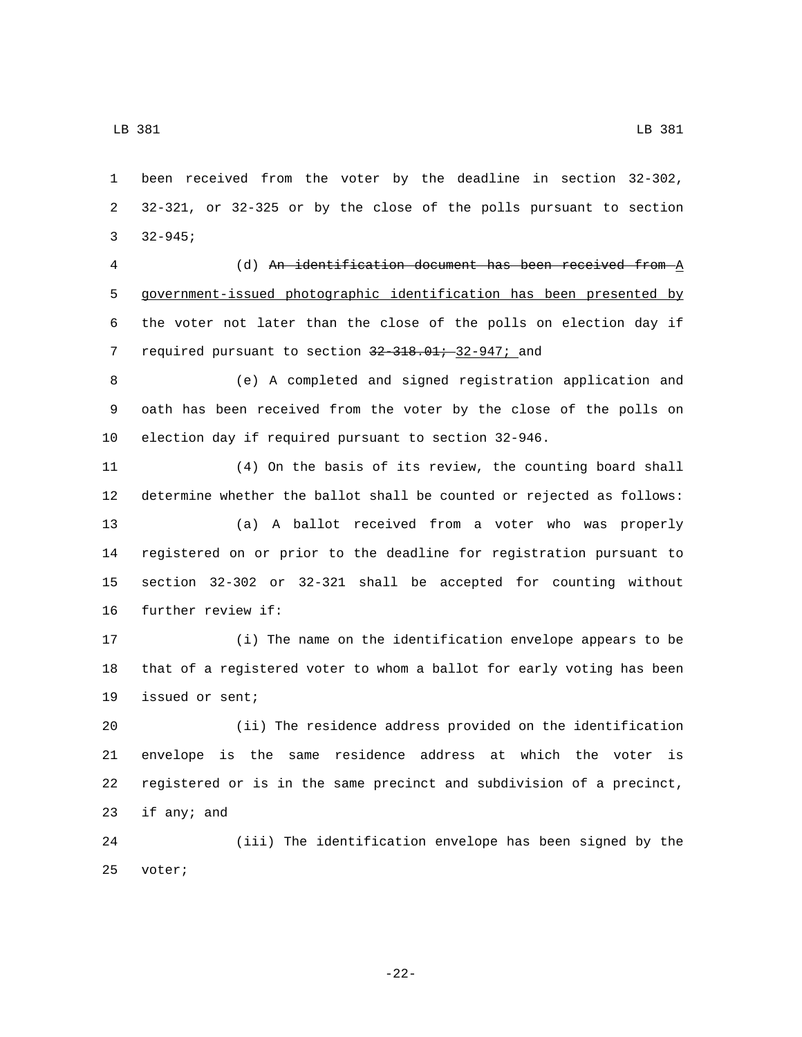been received from the voter by the deadline in section 32-302, 32-321, or 32-325 or by the close of the polls pursuant to section 32-945;

(d) ~~An identification document has been received from~~ A government-issued photographic identification has been presented by the voter not later than the close of the polls on election day if required pursuant to section ~~32-318.01;~~ 32-947; and

(e) A completed and signed registration application and oath has been received from the voter by the close of the polls on election day if required pursuant to section 32-946.

(4) On the basis of its review, the counting board shall determine whether the ballot shall be counted or rejected as follows:

(a) A ballot received from a voter who was properly registered on or prior to the deadline for registration pursuant to section 32-302 or 32-321 shall be accepted for counting without further review if:

(i) The name on the identification envelope appears to be that of a registered voter to whom a ballot for early voting has been issued or sent;

(ii) The residence address provided on the identification envelope is the same residence address at which the voter is registered or is in the same precinct and subdivision of a precinct, if any; and

(iii) The identification envelope has been signed by the voter;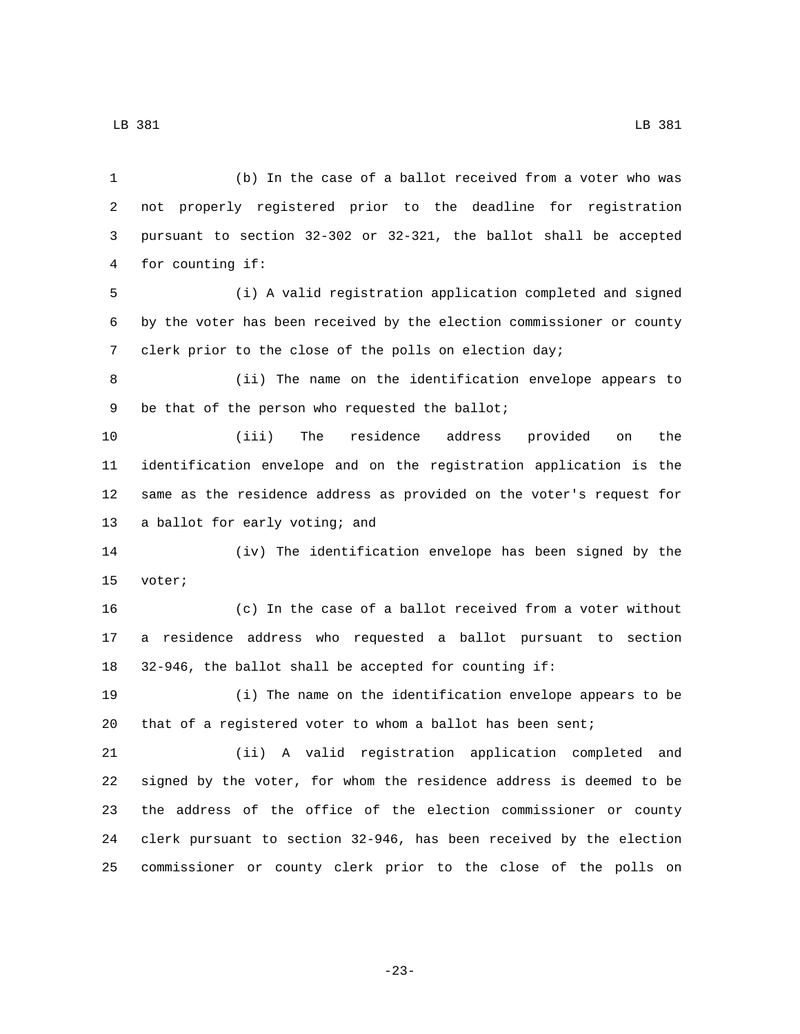(b) In the case of a ballot received from a voter who was not properly registered prior to the deadline for registration pursuant to section 32-302 or 32-321, the ballot shall be accepted for counting if:

(i) A valid registration application completed and signed by the voter has been received by the election commissioner or county clerk prior to the close of the polls on election day;

(ii) The name on the identification envelope appears to be that of the person who requested the ballot;

(iii) The residence address provided on the identification envelope and on the registration application is the same as the residence address as provided on the voter's request for a ballot for early voting; and

(iv) The identification envelope has been signed by the voter;

(c) In the case of a ballot received from a voter without a residence address who requested a ballot pursuant to section 32-946, the ballot shall be accepted for counting if:

(i) The name on the identification envelope appears to be that of a registered voter to whom a ballot has been sent;

(ii) A valid registration application completed and signed by the voter, for whom the residence address is deemed to be the address of the office of the election commissioner or county clerk pursuant to section 32-946, has been received by the election commissioner or county clerk prior to the close of the polls on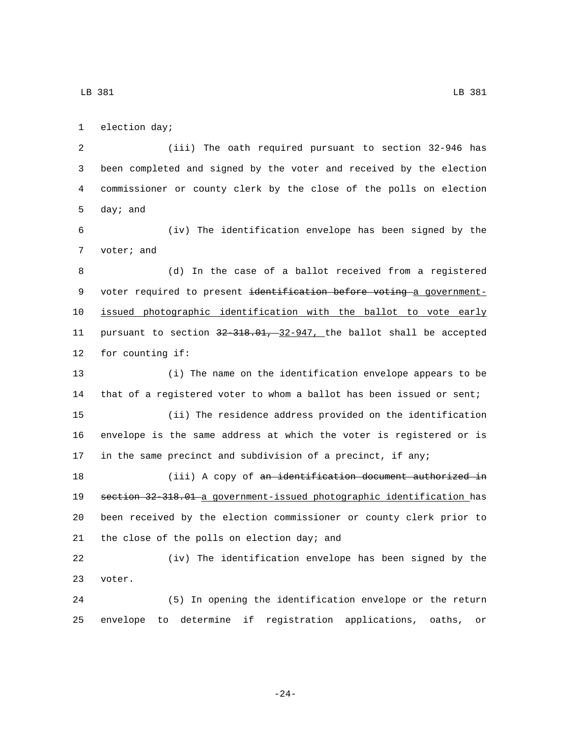election day;

(iii) The oath required pursuant to section 32-946 has been completed and signed by the voter and received by the election commissioner or county clerk by the close of the polls on election day; and

(iv) The identification envelope has been signed by the voter; and

(d) In the case of a ballot received from a registered voter required to present ~~identification before voting~~ a government-issued photographic identification with the ballot to vote early pursuant to section ~~32-318.01,~~ 32-947, the ballot shall be accepted for counting if:

(i) The name on the identification envelope appears to be that of a registered voter to whom a ballot has been issued or sent;

(ii) The residence address provided on the identification envelope is the same address at which the voter is registered or is in the same precinct and subdivision of a precinct, if any;

(iii) A copy of ~~an identification document authorized in section 32-318.01~~ a government-issued photographic identification has been received by the election commissioner or county clerk prior to the close of the polls on election day; and

(iv) The identification envelope has been signed by the voter.

(5) In opening the identification envelope or the return envelope to determine if registration applications, oaths, or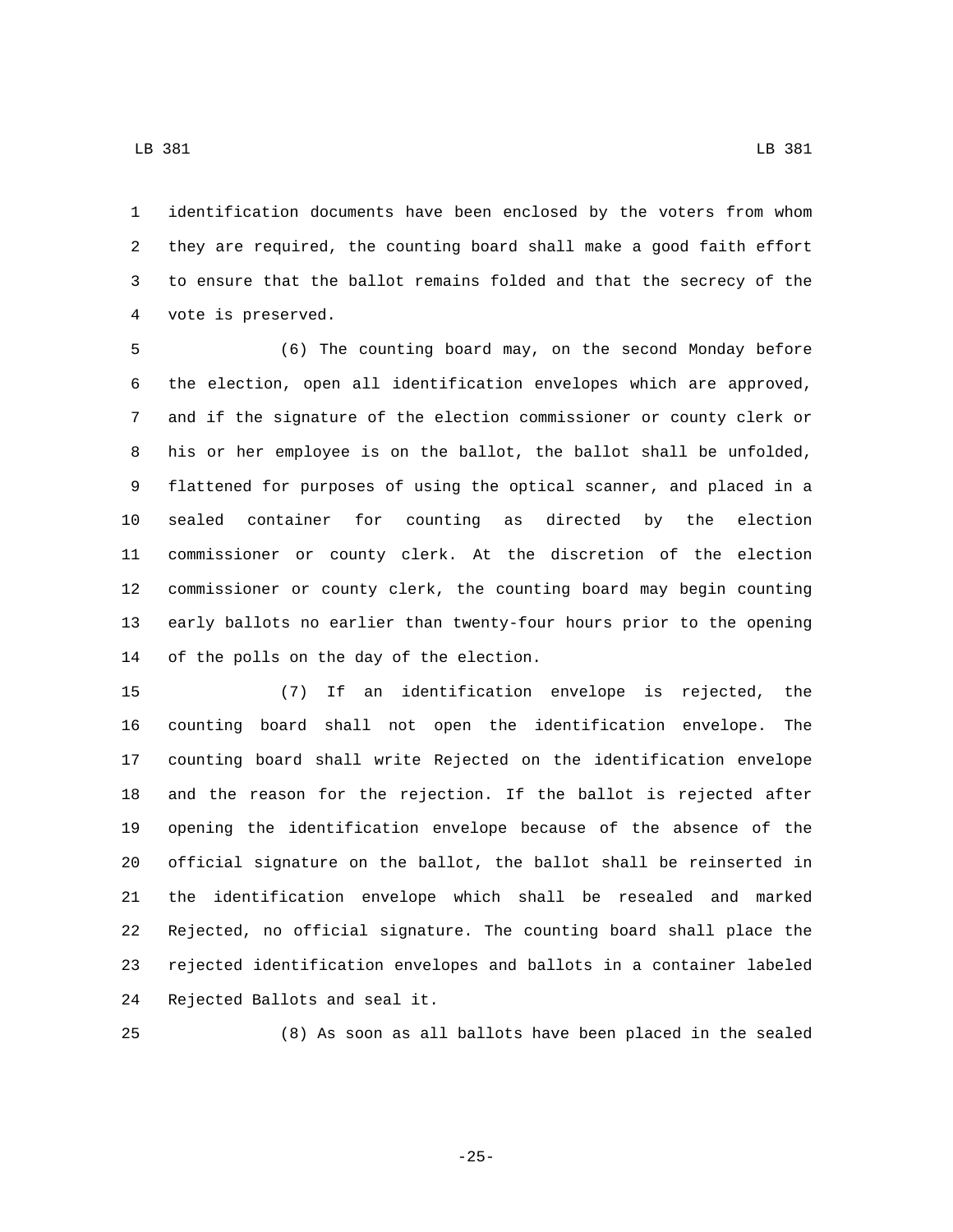identification documents have been enclosed by the voters from whom they are required, the counting board shall make a good faith effort to ensure that the ballot remains folded and that the secrecy of the vote is preserved.

(6) The counting board may, on the second Monday before the election, open all identification envelopes which are approved, and if the signature of the election commissioner or county clerk or his or her employee is on the ballot, the ballot shall be unfolded, flattened for purposes of using the optical scanner, and placed in a sealed container for counting as directed by the election commissioner or county clerk. At the discretion of the election commissioner or county clerk, the counting board may begin counting early ballots no earlier than twenty-four hours prior to the opening of the polls on the day of the election.

(7) If an identification envelope is rejected, the counting board shall not open the identification envelope. The counting board shall write Rejected on the identification envelope and the reason for the rejection. If the ballot is rejected after opening the identification envelope because of the absence of the official signature on the ballot, the ballot shall be reinserted in the identification envelope which shall be resealed and marked Rejected, no official signature. The counting board shall place the rejected identification envelopes and ballots in a container labeled Rejected Ballots and seal it.

(8) As soon as all ballots have been placed in the sealed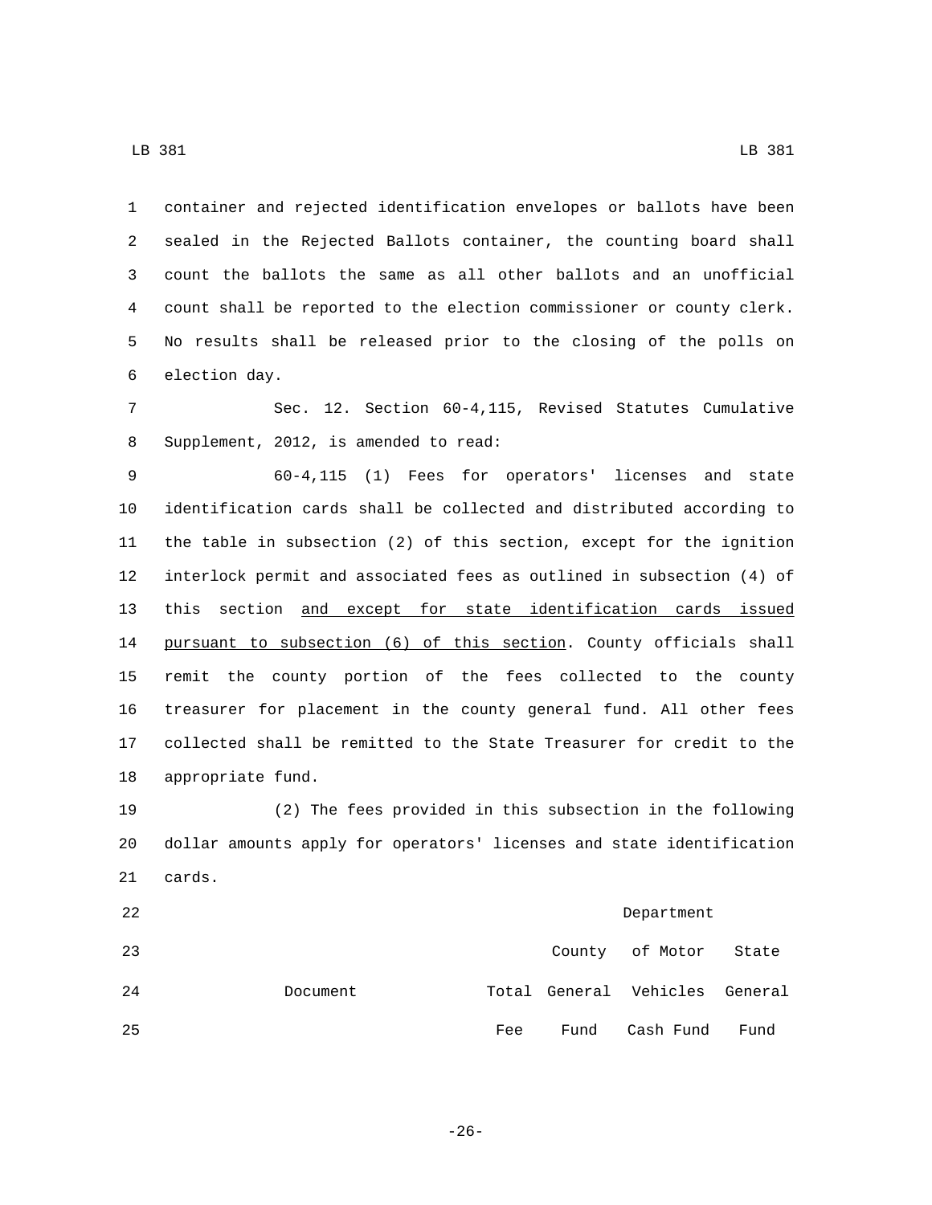container and rejected identification envelopes or ballots have been sealed in the Rejected Ballots container, the counting board shall count the ballots the same as all other ballots and an unofficial count shall be reported to the election commissioner or county clerk. No results shall be released prior to the closing of the polls on election day.

Sec. 12. Section 60-4,115, Revised Statutes Cumulative Supplement, 2012, is amended to read:

60-4,115 (1) Fees for operators' licenses and state identification cards shall be collected and distributed according to the table in subsection (2) of this section, except for the ignition interlock permit and associated fees as outlined in subsection (4) of this section and except for state identification cards issued pursuant to subsection (6) of this section. County officials shall remit the county portion of the fees collected to the county treasurer for placement in the county general fund. All other fees collected shall be remitted to the State Treasurer for credit to the appropriate fund.

(2) The fees provided in this subsection in the following dollar amounts apply for operators' licenses and state identification cards.

| Document | Total Fee | County General Fund | Department of Motor Vehicles Cash Fund | State General Fund |
|---|---|---|---|---|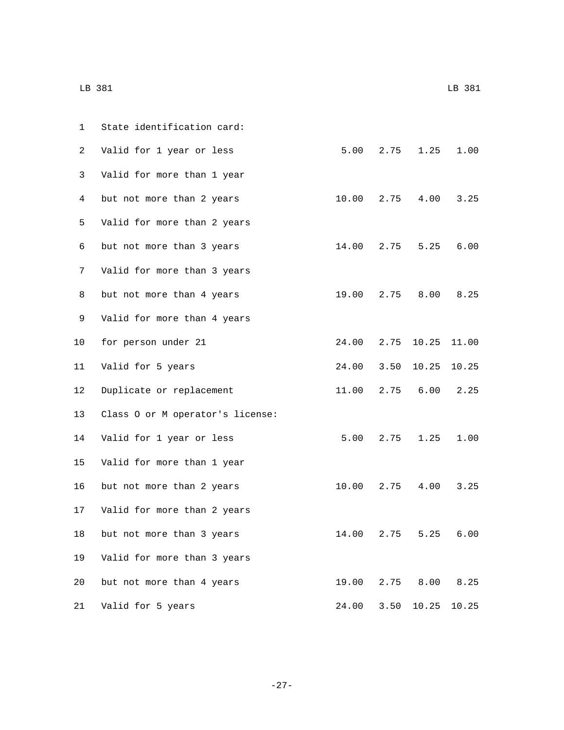| | | | | |
|---|---|---|---|---|
| State identification card: | | | | |
| Valid for 1 year or less | 5.00 | 2.75 | 1.25 | 1.00 |
| Valid for more than 1 year but not more than 2 years | 10.00 | 2.75 | 4.00 | 3.25 |
| Valid for more than 2 years but not more than 3 years | 14.00 | 2.75 | 5.25 | 6.00 |
| Valid for more than 3 years but not more than 4 years | 19.00 | 2.75 | 8.00 | 8.25 |
| Valid for more than 4 years for person under 21 | 24.00 | 2.75 | 10.25 | 11.00 |
| Valid for 5 years | 24.00 | 3.50 | 10.25 | 10.25 |
| Duplicate or replacement | 11.00 | 2.75 | 6.00 | 2.25 |
| Class O or M operator's license: | | | | |
| Valid for 1 year or less | 5.00 | 2.75 | 1.25 | 1.00 |
| Valid for more than 1 year but not more than 2 years | 10.00 | 2.75 | 4.00 | 3.25 |
| Valid for more than 2 years but not more than 3 years | 14.00 | 2.75 | 5.25 | 6.00 |
| Valid for more than 3 years but not more than 4 years | 19.00 | 2.75 | 8.00 | 8.25 |
| Valid for 5 years | 24.00 | 3.50 | 10.25 | 10.25 |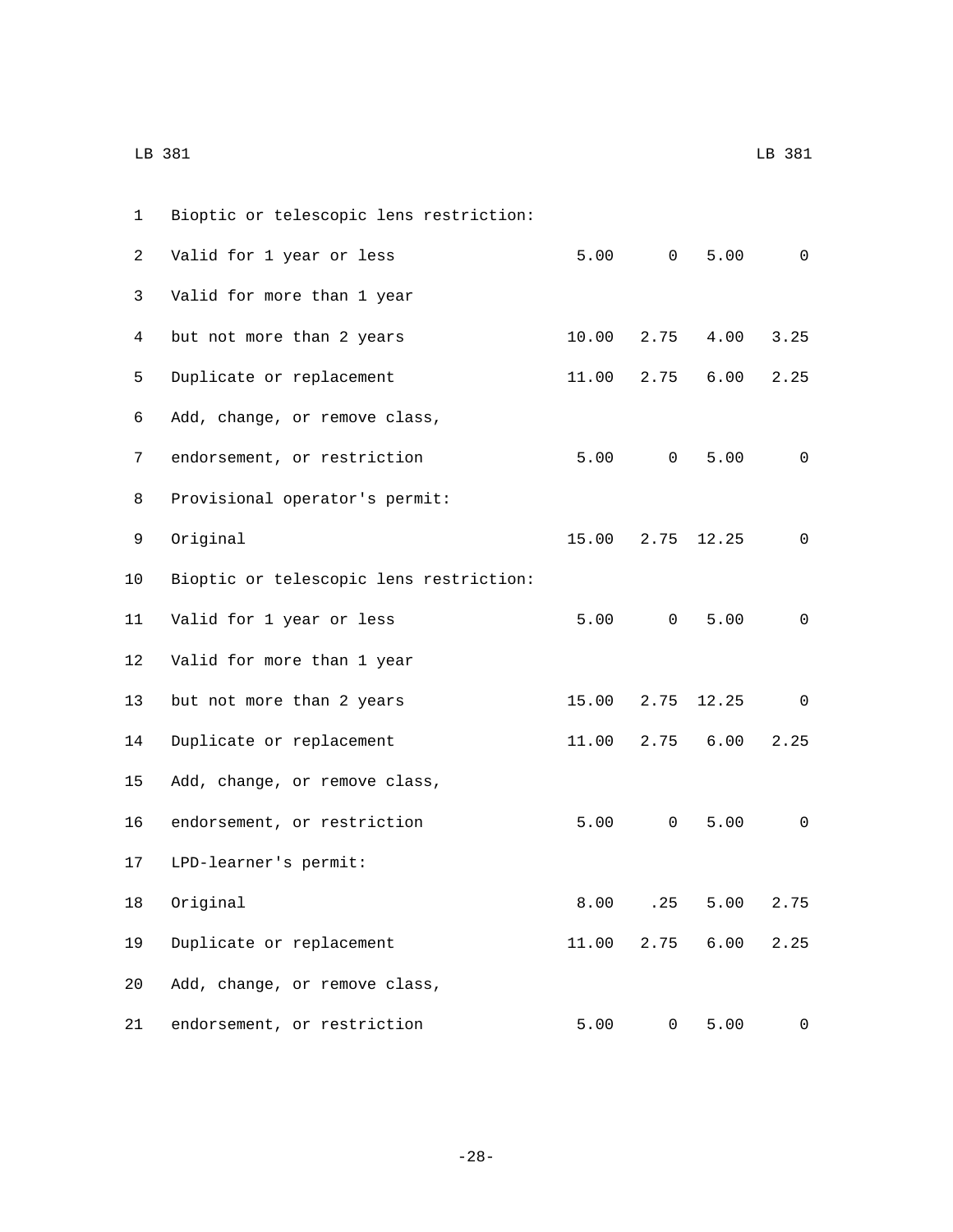| | | | | |
|---|---|---|---|---|
| Bioptic or telescopic lens restriction: | | | | |
| Valid for 1 year or less | 5.00 | 0 | 5.00 | 0 |
| Valid for more than 1 year but not more than 2 years | 10.00 | 2.75 | 4.00 | 3.25 |
| Duplicate or replacement | 11.00 | 2.75 | 6.00 | 2.25 |
| Add, change, or remove class, endorsement, or restriction | 5.00 | 0 | 5.00 | 0 |
| Provisional operator's permit: | | | | |
| Original | 15.00 | 2.75 | 12.25 | 0 |
| Bioptic or telescopic lens restriction: | | | | |
| Valid for 1 year or less | 5.00 | 0 | 5.00 | 0 |
| Valid for more than 1 year but not more than 2 years | 15.00 | 2.75 | 12.25 | 0 |
| Duplicate or replacement | 11.00 | 2.75 | 6.00 | 2.25 |
| Add, change, or remove class, endorsement, or restriction | 5.00 | 0 | 5.00 | 0 |
| LPD-learner's permit: | | | | |
| Original | 8.00 | .25 | 5.00 | 2.75 |
| Duplicate or replacement | 11.00 | 2.75 | 6.00 | 2.25 |
| Add, change, or remove class, endorsement, or restriction | 5.00 | 0 | 5.00 | 0 |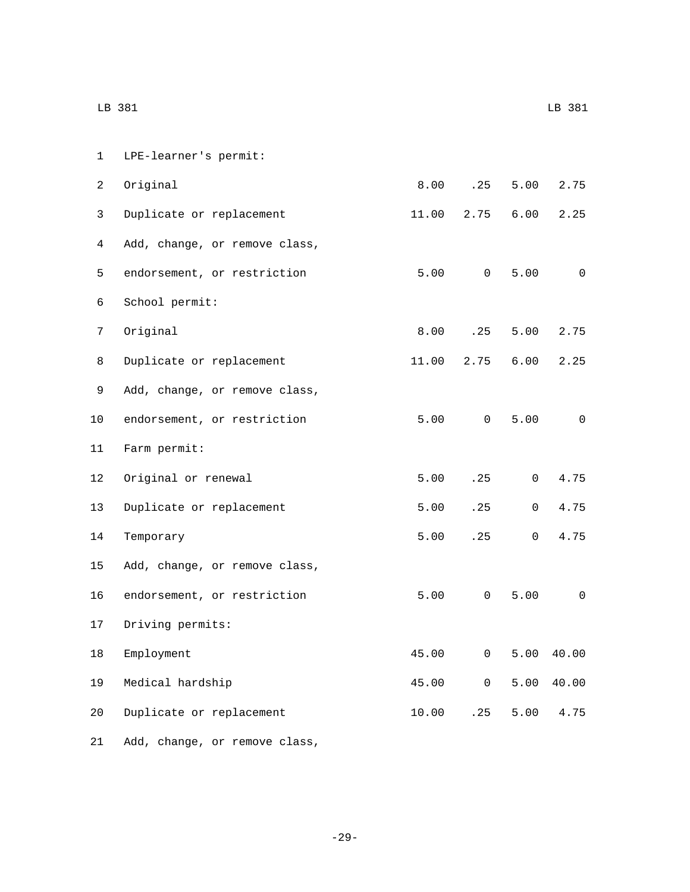| | | | | |
|---|---|---|---|---|
| LPE-learner's permit: | | | | |
| Original | 8.00 | .25 | 5.00 | 2.75 |
| Duplicate or replacement | 11.00 | 2.75 | 6.00 | 2.25 |
| Add, change, or remove class, endorsement, or restriction | 5.00 | 0 | 5.00 | 0 |
| School permit: | | | | |
| Original | 8.00 | .25 | 5.00 | 2.75 |
| Duplicate or replacement | 11.00 | 2.75 | 6.00 | 2.25 |
| Add, change, or remove class, endorsement, or restriction | 5.00 | 0 | 5.00 | 0 |
| Farm permit: | | | | |
| Original or renewal | 5.00 | .25 | 0 | 4.75 |
| Duplicate or replacement | 5.00 | .25 | 0 | 4.75 |
| Temporary | 5.00 | .25 | 0 | 4.75 |
| Add, change, or remove class, endorsement, or restriction | 5.00 | 0 | 5.00 | 0 |
| Driving permits: | | | | |
| Employment | 45.00 | 0 | 5.00 | 40.00 |
| Medical hardship | 45.00 | 0 | 5.00 | 40.00 |
| Duplicate or replacement | 10.00 | .25 | 5.00 | 4.75 |
| Add, change, or remove class, | | | | |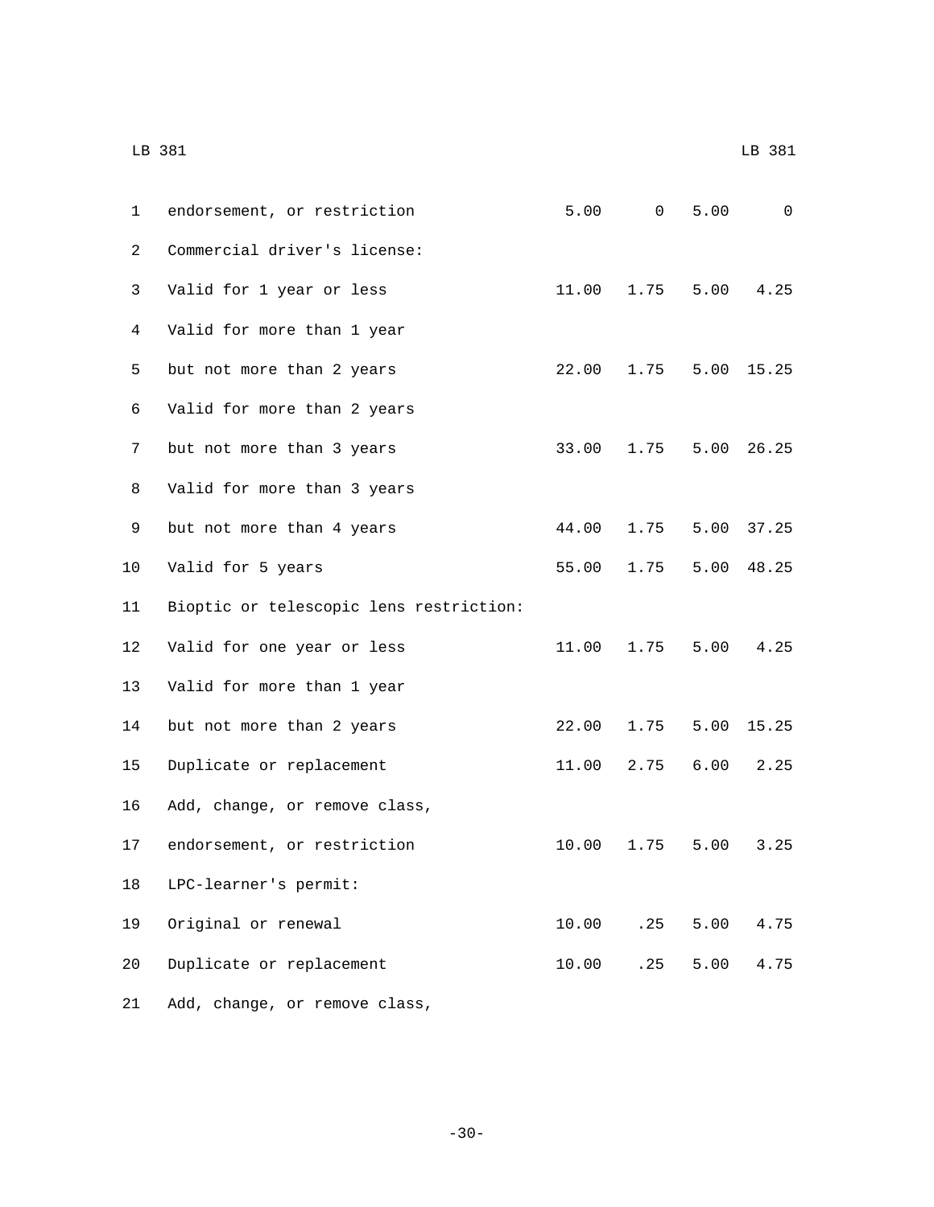| | | | | |
|---|---|---|---|---|
| endorsement, or restriction | 5.00 | 0 | 5.00 | 0 |
| Commercial driver's license: | | | | |
| Valid for 1 year or less | 11.00 | 1.75 | 5.00 | 4.25 |
| Valid for more than 1 year but not more than 2 years | 22.00 | 1.75 | 5.00 | 15.25 |
| Valid for more than 2 years but not more than 3 years | 33.00 | 1.75 | 5.00 | 26.25 |
| Valid for more than 3 years but not more than 4 years | 44.00 | 1.75 | 5.00 | 37.25 |
| Valid for 5 years | 55.00 | 1.75 | 5.00 | 48.25 |
| Bioptic or telescopic lens restriction: | | | | |
| Valid for one year or less | 11.00 | 1.75 | 5.00 | 4.25 |
| Valid for more than 1 year but not more than 2 years | 22.00 | 1.75 | 5.00 | 15.25 |
| Duplicate or replacement | 11.00 | 2.75 | 6.00 | 2.25 |
| Add, change, or remove class, endorsement, or restriction | 10.00 | 1.75 | 5.00 | 3.25 |
| LPC-learner's permit: | | | | |
| Original or renewal | 10.00 | .25 | 5.00 | 4.75 |
| Duplicate or replacement | 10.00 | .25 | 5.00 | 4.75 |
| Add, change, or remove class, | | | | |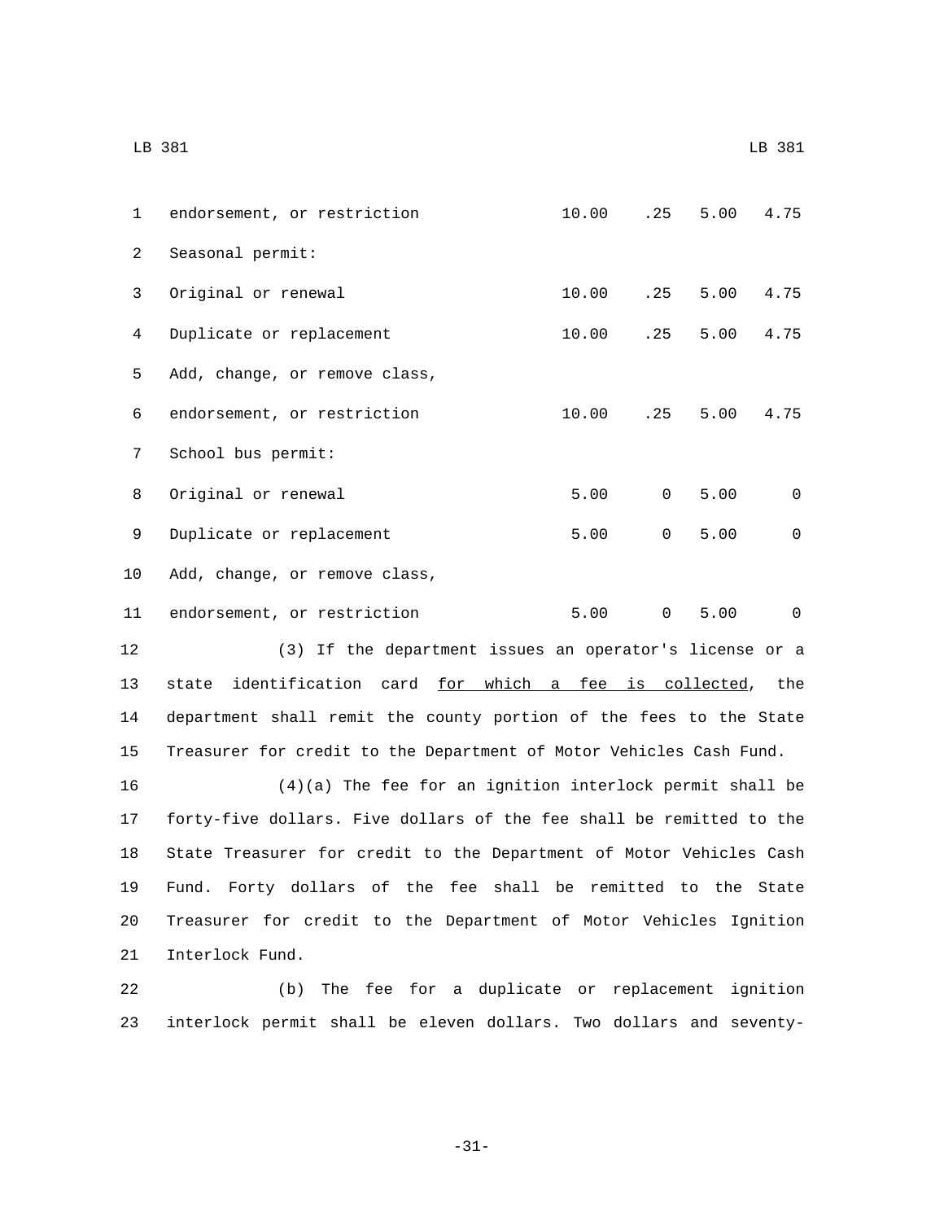| | | | | |
|---|---|---|---|---|
| endorsement, or restriction | 10.00 | .25 | 5.00 | 4.75 |
| Seasonal permit: | | | | |
| Original or renewal | 10.00 | .25 | 5.00 | 4.75 |
| Duplicate or replacement | 10.00 | .25 | 5.00 | 4.75 |
| Add, change, or remove class, | | | | |
| endorsement, or restriction | 10.00 | .25 | 5.00 | 4.75 |
| School bus permit: | | | | |
| Original or renewal | 5.00 | 0 | 5.00 | 0 |
| Duplicate or replacement | 5.00 | 0 | 5.00 | 0 |
| Add, change, or remove class, | | | | |
| endorsement, or restriction | 5.00 | 0 | 5.00 | 0 |

(3) If the department issues an operator's license or a state identification card <u>for which a fee is collected</u>, the department shall remit the county portion of the fees to the State Treasurer for credit to the Department of Motor Vehicles Cash Fund.

(4)(a) The fee for an ignition interlock permit shall be forty-five dollars. Five dollars of the fee shall be remitted to the State Treasurer for credit to the Department of Motor Vehicles Cash Fund. Forty dollars of the fee shall be remitted to the State Treasurer for credit to the Department of Motor Vehicles Ignition Interlock Fund.

(b) The fee for a duplicate or replacement ignition interlock permit shall be eleven dollars. Two dollars and seventy-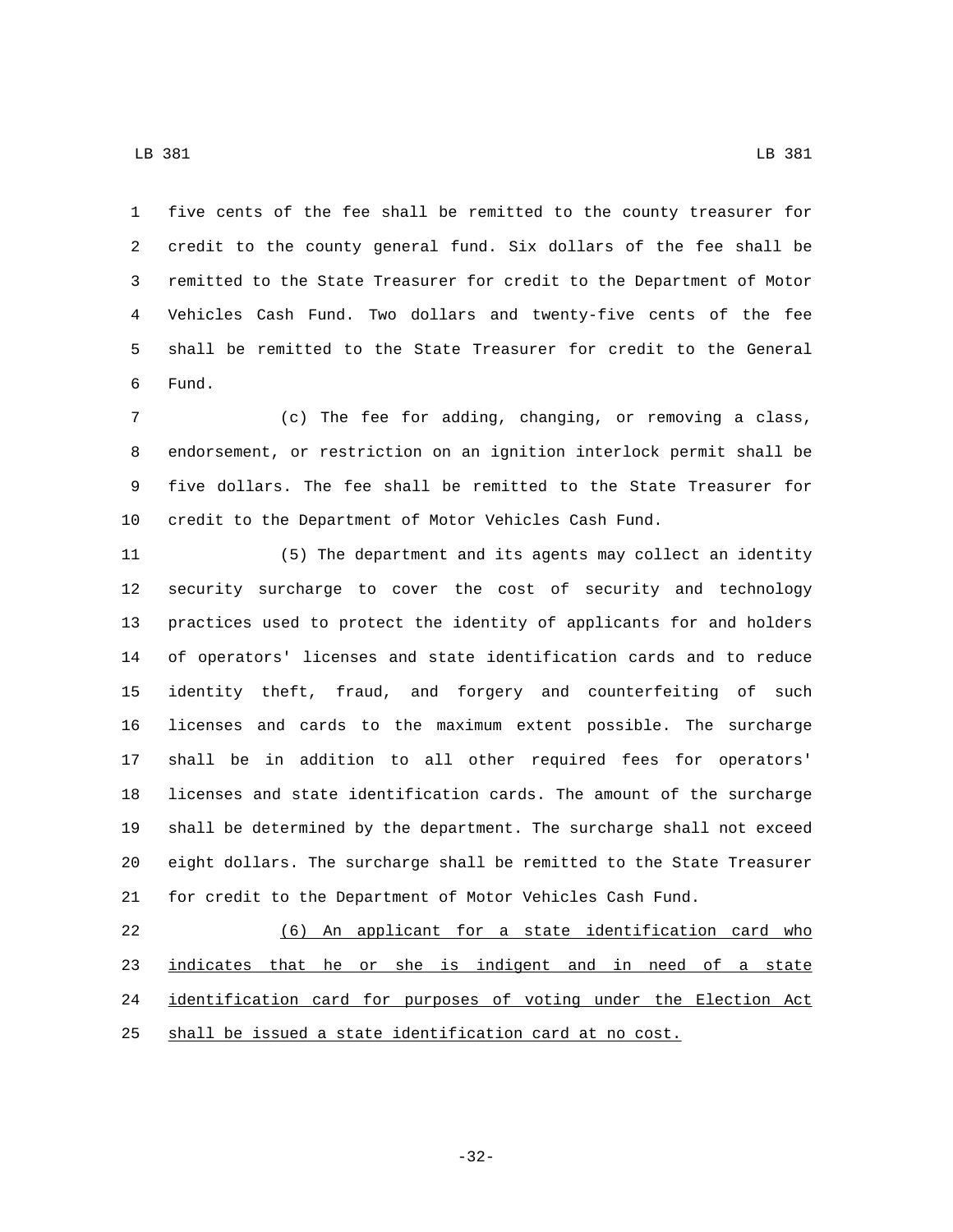five cents of the fee shall be remitted to the county treasurer for credit to the county general fund. Six dollars of the fee shall be remitted to the State Treasurer for credit to the Department of Motor Vehicles Cash Fund. Two dollars and twenty-five cents of the fee shall be remitted to the State Treasurer for credit to the General Fund.

(c) The fee for adding, changing, or removing a class, endorsement, or restriction on an ignition interlock permit shall be five dollars. The fee shall be remitted to the State Treasurer for credit to the Department of Motor Vehicles Cash Fund.

(5) The department and its agents may collect an identity security surcharge to cover the cost of security and technology practices used to protect the identity of applicants for and holders of operators' licenses and state identification cards and to reduce identity theft, fraud, and forgery and counterfeiting of such licenses and cards to the maximum extent possible. The surcharge shall be in addition to all other required fees for operators' licenses and state identification cards. The amount of the surcharge shall be determined by the department. The surcharge shall not exceed eight dollars. The surcharge shall be remitted to the State Treasurer for credit to the Department of Motor Vehicles Cash Fund.

<u>(6) An applicant for a state identification card who indicates that he or she is indigent and in need of a state identification card for purposes of voting under the Election Act shall be issued a state identification card at no cost.</u>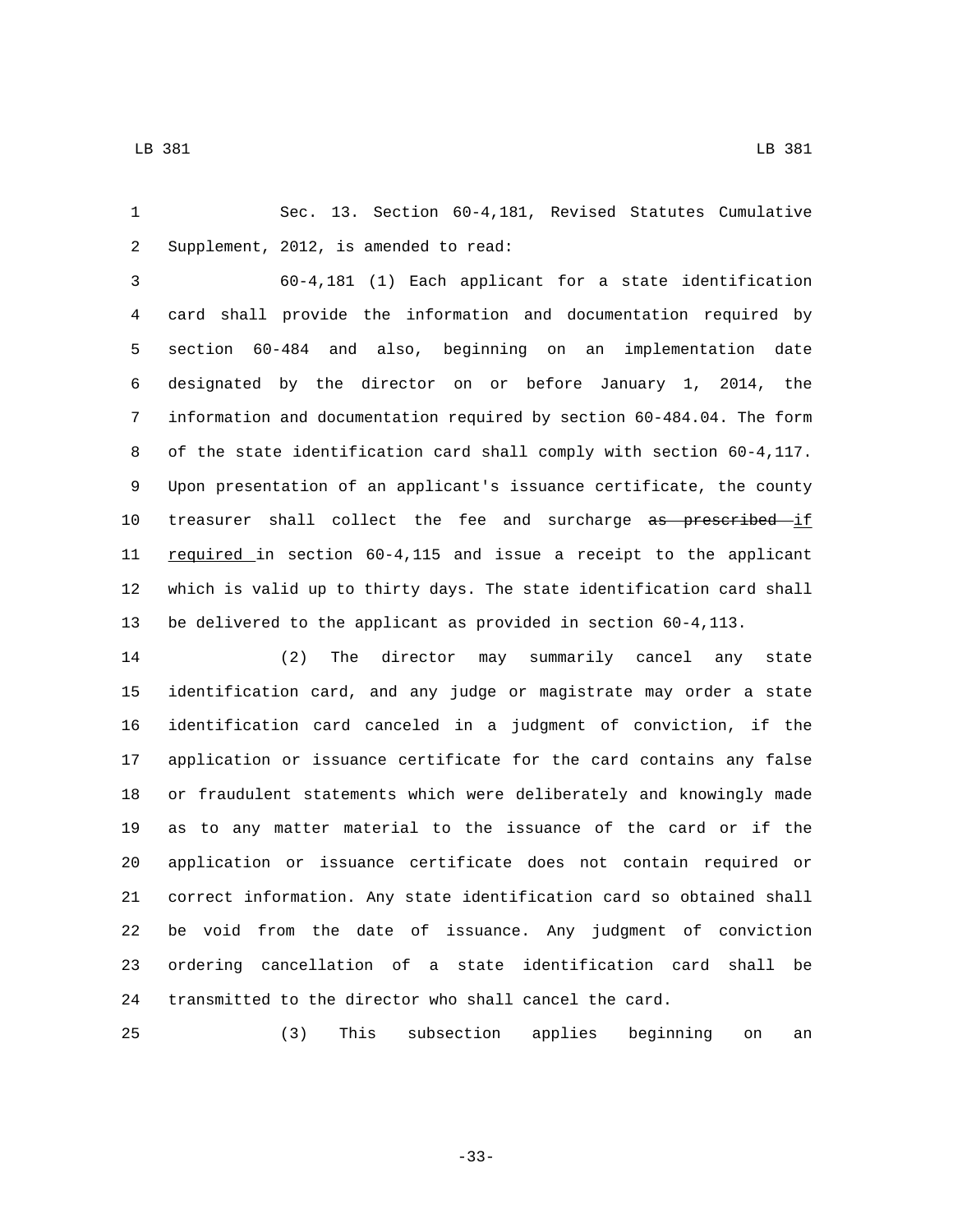Sec. 13. Section 60-4,181, Revised Statutes Cumulative Supplement, 2012, is amended to read:

60-4,181 (1) Each applicant for a state identification card shall provide the information and documentation required by section 60-484 and also, beginning on an implementation date designated by the director on or before January 1, 2014, the information and documentation required by section 60-484.04. The form of the state identification card shall comply with section 60-4,117. Upon presentation of an applicant's issuance certificate, the county treasurer shall collect the fee and surcharge ~~as prescribed~~ if required in section 60-4,115 and issue a receipt to the applicant which is valid up to thirty days. The state identification card shall be delivered to the applicant as provided in section 60-4,113.

(2) The director may summarily cancel any state identification card, and any judge or magistrate may order a state identification card canceled in a judgment of conviction, if the application or issuance certificate for the card contains any false or fraudulent statements which were deliberately and knowingly made as to any matter material to the issuance of the card or if the application or issuance certificate does not contain required or correct information. Any state identification card so obtained shall be void from the date of issuance. Any judgment of conviction ordering cancellation of a state identification card shall be transmitted to the director who shall cancel the card.

(3) This subsection applies beginning on an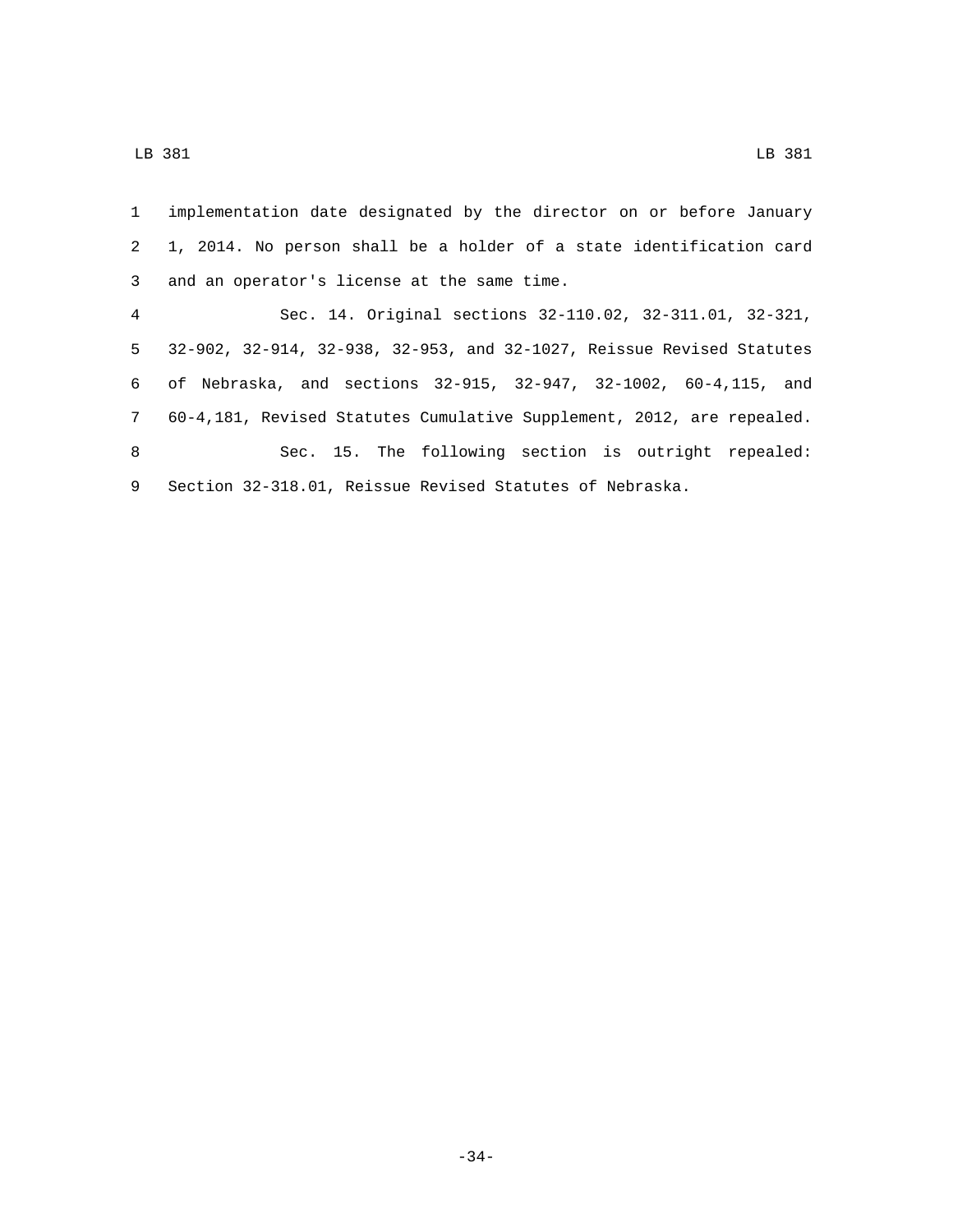implementation date designated by the director on or before January 1, 2014. No person shall be a holder of a state identification card and an operator's license at the same time.

Sec. 14. Original sections 32-110.02, 32-311.01, 32-321, 32-902, 32-914, 32-938, 32-953, and 32-1027, Reissue Revised Statutes of Nebraska, and sections 32-915, 32-947, 32-1002, 60-4,115, and 60-4,181, Revised Statutes Cumulative Supplement, 2012, are repealed.

Sec. 15. The following section is outright repealed: Section 32-318.01, Reissue Revised Statutes of Nebraska.